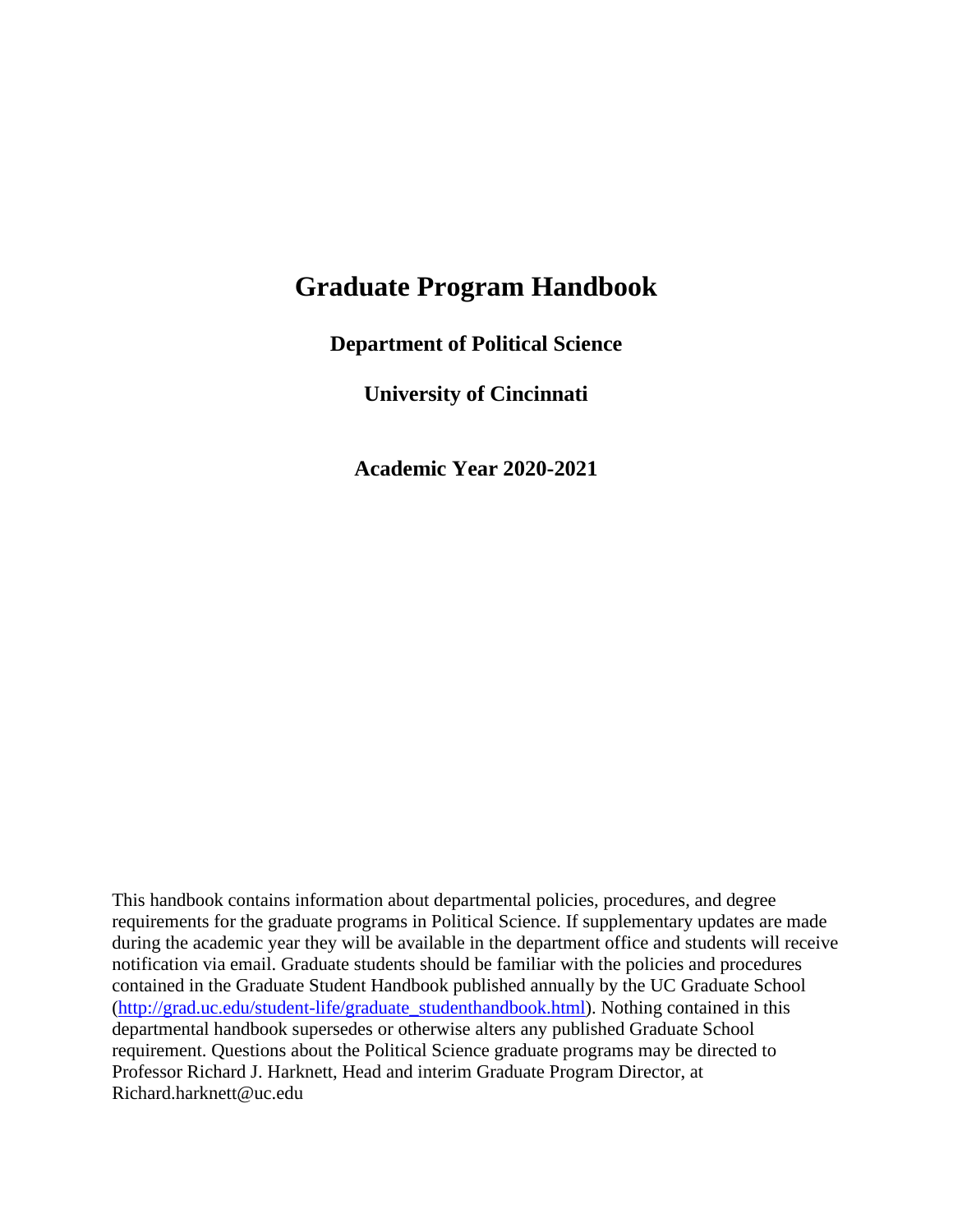# Graduate Program Handbook

**Department of Political Science**

**University of Cincinnati**

**Academic Year 2020-2021**

This handbook contains information about departmental policies, procedures, and degree requirements for the graduate programs in Political Science. If supplementary updates are made during the academic year they will be available in the department office and students will receive notification via email. Graduate students should be familiar with the policies and procedures contained in the Graduate Student Handbook published annually by the UC Graduate School ([http://grad.uc.edu/student-life/graduate_studenthandbook.html](http://grad.uc.edu/student-life/graduate_studenthandbook.html)). Nothing contained in this departmental handbook supersedes or otherwise alters any published Graduate School requirement. Questions about the Political Science graduate programs may be directed to Professor Richard J. Harknett, Head and interim Graduate Program Director, at Richard.harknett@uc.edu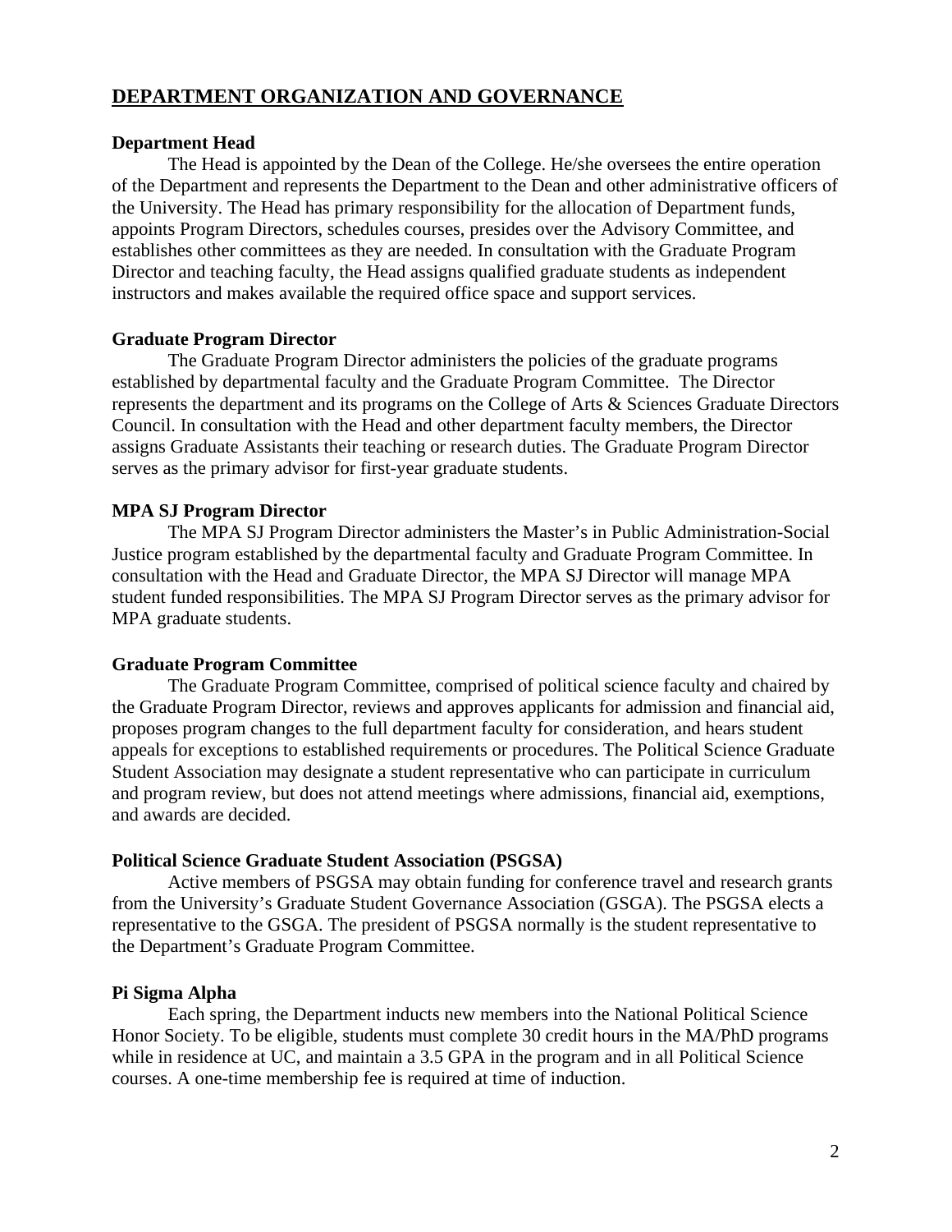## DEPARTMENT ORGANIZATION AND GOVERNANCE

### Department Head

The Head is appointed by the Dean of the College. He/she oversees the entire operation of the Department and represents the Department to the Dean and other administrative officers of the University. The Head has primary responsibility for the allocation of Department funds, appoints Program Directors, schedules courses, presides over the Advisory Committee, and establishes other committees as they are needed. In consultation with the Graduate Program Director and teaching faculty, the Head assigns qualified graduate students as independent instructors and makes available the required office space and support services.

### Graduate Program Director

The Graduate Program Director administers the policies of the graduate programs established by departmental faculty and the Graduate Program Committee. The Director represents the department and its programs on the College of Arts & Sciences Graduate Directors Council. In consultation with the Head and other department faculty members, the Director assigns Graduate Assistants their teaching or research duties. The Graduate Program Director serves as the primary advisor for first-year graduate students.

### MPA SJ Program Director

The MPA SJ Program Director administers the Master's in Public Administration-Social Justice program established by the departmental faculty and Graduate Program Committee. In consultation with the Head and Graduate Director, the MPA SJ Director will manage MPA student funded responsibilities. The MPA SJ Program Director serves as the primary advisor for MPA graduate students.

### Graduate Program Committee

The Graduate Program Committee, comprised of political science faculty and chaired by the Graduate Program Director, reviews and approves applicants for admission and financial aid, proposes program changes to the full department faculty for consideration, and hears student appeals for exceptions to established requirements or procedures. The Political Science Graduate Student Association may designate a student representative who can participate in curriculum and program review, but does not attend meetings where admissions, financial aid, exemptions, and awards are decided.

### Political Science Graduate Student Association (PSGSA)

Active members of PSGSA may obtain funding for conference travel and research grants from the University's Graduate Student Governance Association (GSGA). The PSGSA elects a representative to the GSGA. The president of PSGSA normally is the student representative to the Department's Graduate Program Committee.

### Pi Sigma Alpha

Each spring, the Department inducts new members into the National Political Science Honor Society. To be eligible, students must complete 30 credit hours in the MA/PhD programs while in residence at UC, and maintain a 3.5 GPA in the program and in all Political Science courses. A one-time membership fee is required at time of induction.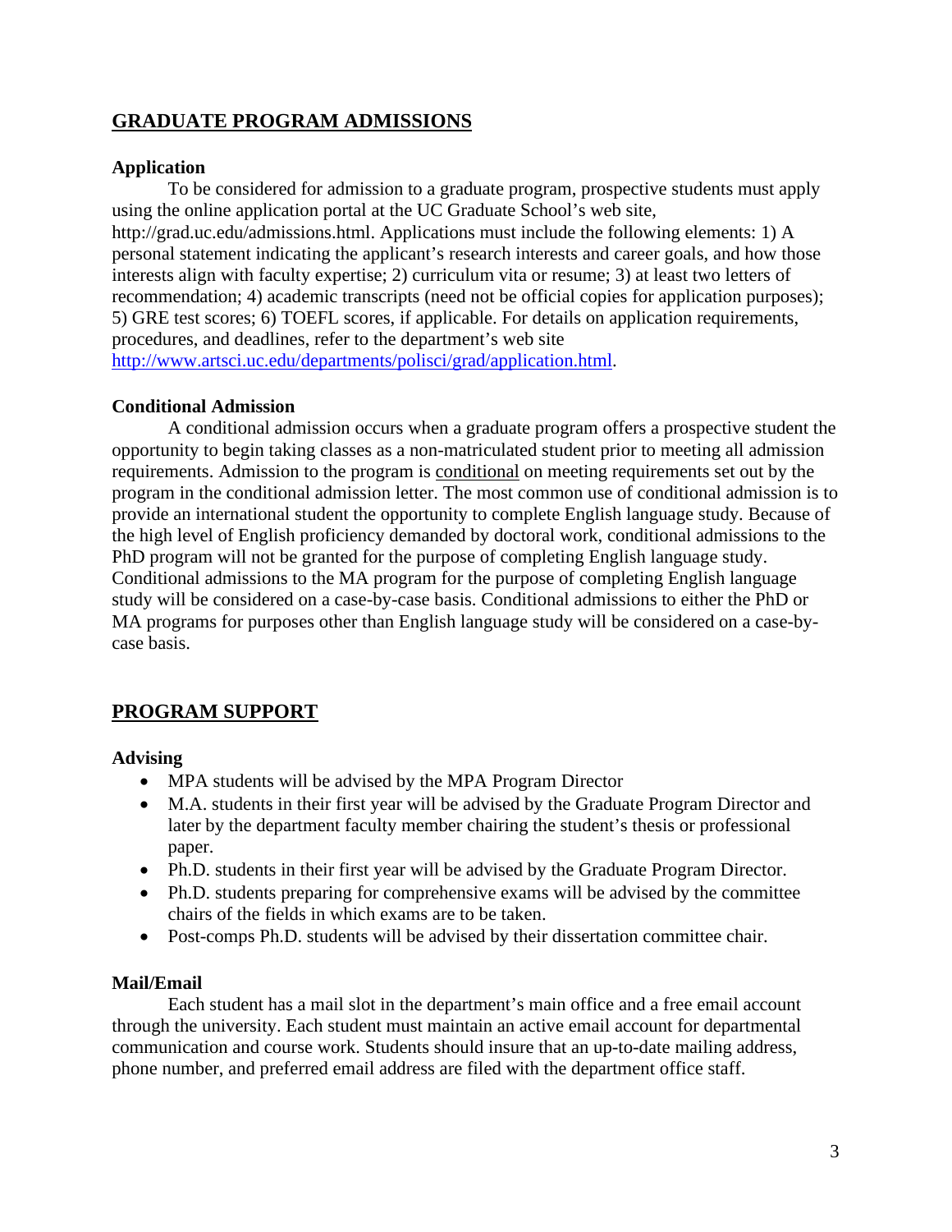## GRADUATE PROGRAM ADMISSIONS

### Application

To be considered for admission to a graduate program, prospective students must apply using the online application portal at the UC Graduate School's web site, http://grad.uc.edu/admissions.html. Applications must include the following elements: 1) A personal statement indicating the applicant's research interests and career goals, and how those interests align with faculty expertise; 2) curriculum vita or resume; 3) at least two letters of recommendation; 4) academic transcripts (need not be official copies for application purposes); 5) GRE test scores; 6) TOEFL scores, if applicable. For details on application requirements, procedures, and deadlines, refer to the department's web site http://www.artsci.uc.edu/departments/polisci/grad/application.html.

### Conditional Admission

A conditional admission occurs when a graduate program offers a prospective student the opportunity to begin taking classes as a non-matriculated student prior to meeting all admission requirements. Admission to the program is conditional on meeting requirements set out by the program in the conditional admission letter. The most common use of conditional admission is to provide an international student the opportunity to complete English language study. Because of the high level of English proficiency demanded by doctoral work, conditional admissions to the PhD program will not be granted for the purpose of completing English language study. Conditional admissions to the MA program for the purpose of completing English language study will be considered on a case-by-case basis. Conditional admissions to either the PhD or MA programs for purposes other than English language study will be considered on a case-by-case basis.

## PROGRAM SUPPORT

### Advising

- MPA students will be advised by the MPA Program Director
- M.A. students in their first year will be advised by the Graduate Program Director and later by the department faculty member chairing the student's thesis or professional paper.
- Ph.D. students in their first year will be advised by the Graduate Program Director.
- Ph.D. students preparing for comprehensive exams will be advised by the committee chairs of the fields in which exams are to be taken.
- Post-comps Ph.D. students will be advised by their dissertation committee chair.

### Mail/Email

Each student has a mail slot in the department's main office and a free email account through the university. Each student must maintain an active email account for departmental communication and course work. Students should insure that an up-to-date mailing address, phone number, and preferred email address are filed with the department office staff.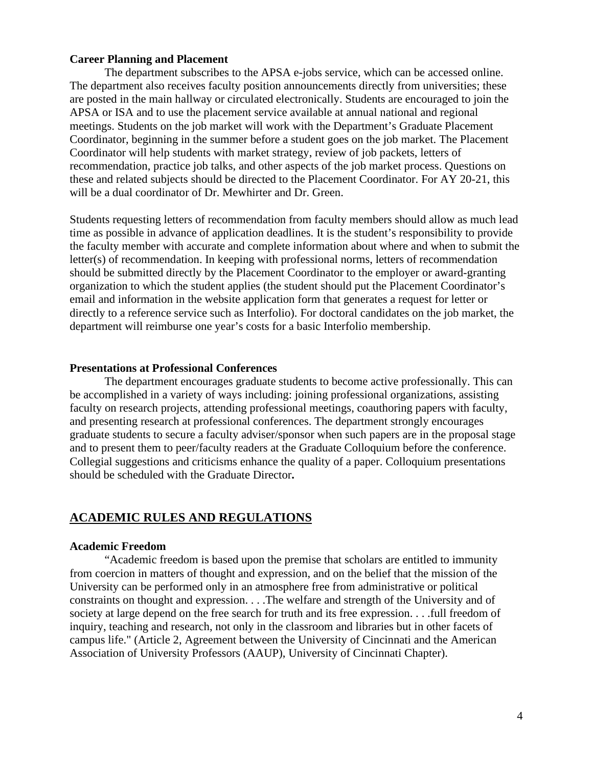**Career Planning and Placement**

The department subscribes to the APSA e-jobs service, which can be accessed online. The department also receives faculty position announcements directly from universities; these are posted in the main hallway or circulated electronically. Students are encouraged to join the APSA or ISA and to use the placement service available at annual national and regional meetings. Students on the job market will work with the Department's Graduate Placement Coordinator, beginning in the summer before a student goes on the job market. The Placement Coordinator will help students with market strategy, review of job packets, letters of recommendation, practice job talks, and other aspects of the job market process. Questions on these and related subjects should be directed to the Placement Coordinator. For AY 20-21, this will be a dual coordinator of Dr. Mewhirter and Dr. Green.

Students requesting letters of recommendation from faculty members should allow as much lead time as possible in advance of application deadlines. It is the student's responsibility to provide the faculty member with accurate and complete information about where and when to submit the letter(s) of recommendation. In keeping with professional norms, letters of recommendation should be submitted directly by the Placement Coordinator to the employer or award-granting organization to which the student applies (the student should put the Placement Coordinator's email and information in the website application form that generates a request for letter or directly to a reference service such as Interfolio). For doctoral candidates on the job market, the department will reimburse one year's costs for a basic Interfolio membership.

**Presentations at Professional Conferences**

The department encourages graduate students to become active professionally. This can be accomplished in a variety of ways including: joining professional organizations, assisting faculty on research projects, attending professional meetings, coauthoring papers with faculty, and presenting research at professional conferences. The department strongly encourages graduate students to secure a faculty adviser/sponsor when such papers are in the proposal stage and to present them to peer/faculty readers at the Graduate Colloquium before the conference. Collegial suggestions and criticisms enhance the quality of a paper. Colloquium presentations should be scheduled with the Graduate Director**.**

## ACADEMIC RULES AND REGULATIONS

**Academic Freedom**

"Academic freedom is based upon the premise that scholars are entitled to immunity from coercion in matters of thought and expression, and on the belief that the mission of the University can be performed only in an atmosphere free from administrative or political constraints on thought and expression. . . .The welfare and strength of the University and of society at large depend on the free search for truth and its free expression. . . .full freedom of inquiry, teaching and research, not only in the classroom and libraries but in other facets of campus life." (Article 2, Agreement between the University of Cincinnati and the American Association of University Professors (AAUP), University of Cincinnati Chapter).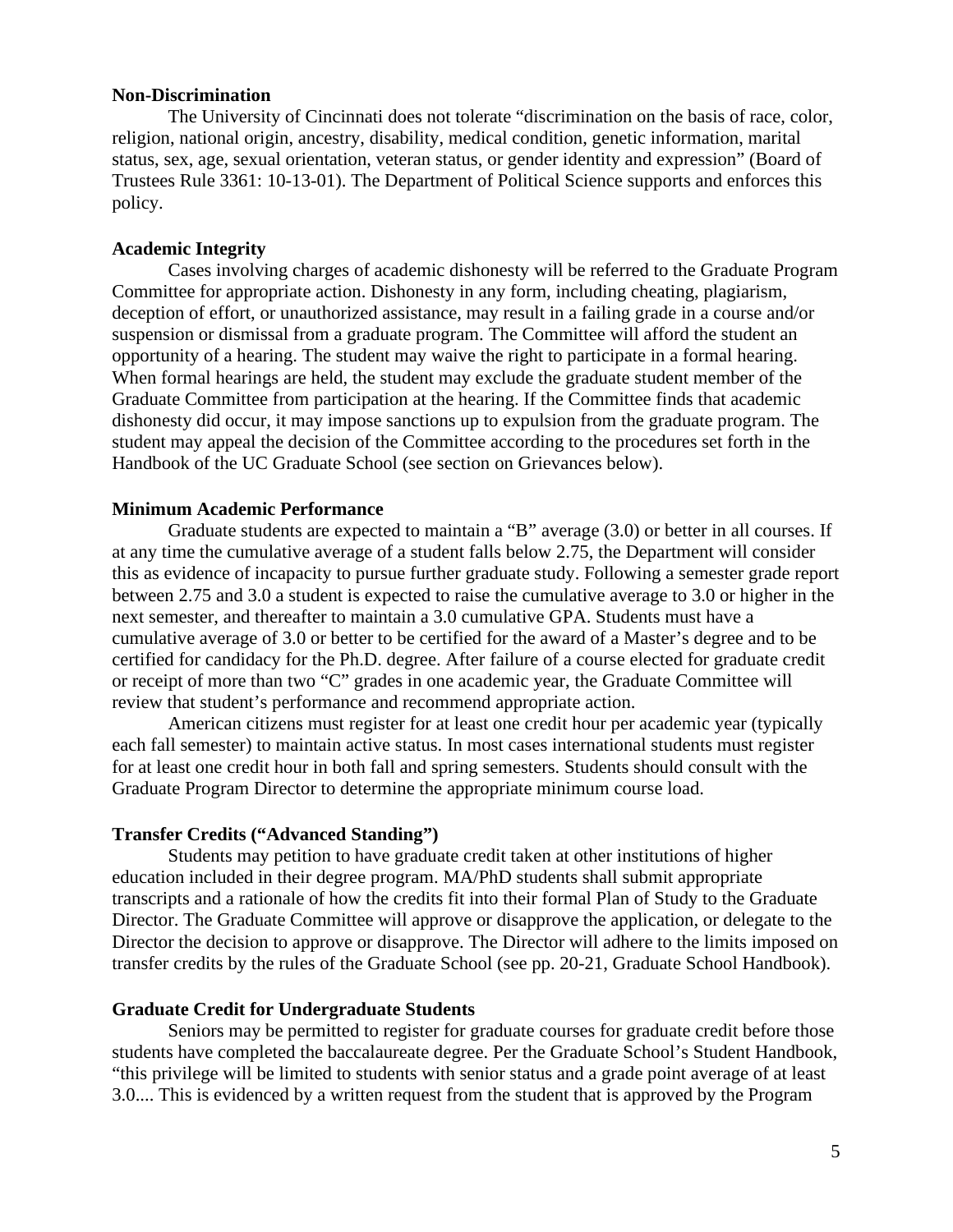**Non-Discrimination**

The University of Cincinnati does not tolerate "discrimination on the basis of race, color, religion, national origin, ancestry, disability, medical condition, genetic information, marital status, sex, age, sexual orientation, veteran status, or gender identity and expression" (Board of Trustees Rule 3361: 10-13-01). The Department of Political Science supports and enforces this policy.

**Academic Integrity**

Cases involving charges of academic dishonesty will be referred to the Graduate Program Committee for appropriate action. Dishonesty in any form, including cheating, plagiarism, deception of effort, or unauthorized assistance, may result in a failing grade in a course and/or suspension or dismissal from a graduate program. The Committee will afford the student an opportunity of a hearing. The student may waive the right to participate in a formal hearing. When formal hearings are held, the student may exclude the graduate student member of the Graduate Committee from participation at the hearing. If the Committee finds that academic dishonesty did occur, it may impose sanctions up to expulsion from the graduate program. The student may appeal the decision of the Committee according to the procedures set forth in the Handbook of the UC Graduate School (see section on Grievances below).

**Minimum Academic Performance**

Graduate students are expected to maintain a "B" average (3.0) or better in all courses. If at any time the cumulative average of a student falls below 2.75, the Department will consider this as evidence of incapacity to pursue further graduate study. Following a semester grade report between 2.75 and 3.0 a student is expected to raise the cumulative average to 3.0 or higher in the next semester, and thereafter to maintain a 3.0 cumulative GPA. Students must have a cumulative average of 3.0 or better to be certified for the award of a Master's degree and to be certified for candidacy for the Ph.D. degree. After failure of a course elected for graduate credit or receipt of more than two "C" grades in one academic year, the Graduate Committee will review that student's performance and recommend appropriate action.

American citizens must register for at least one credit hour per academic year (typically each fall semester) to maintain active status. In most cases international students must register for at least one credit hour in both fall and spring semesters. Students should consult with the Graduate Program Director to determine the appropriate minimum course load.

**Transfer Credits ("Advanced Standing")**

Students may petition to have graduate credit taken at other institutions of higher education included in their degree program. MA/PhD students shall submit appropriate transcripts and a rationale of how the credits fit into their formal Plan of Study to the Graduate Director. The Graduate Committee will approve or disapprove the application, or delegate to the Director the decision to approve or disapprove. The Director will adhere to the limits imposed on transfer credits by the rules of the Graduate School (see pp. 20-21, Graduate School Handbook).

**Graduate Credit for Undergraduate Students**

Seniors may be permitted to register for graduate courses for graduate credit before those students have completed the baccalaureate degree. Per the Graduate School's Student Handbook, "this privilege will be limited to students with senior status and a grade point average of at least 3.0.... This is evidenced by a written request from the student that is approved by the Program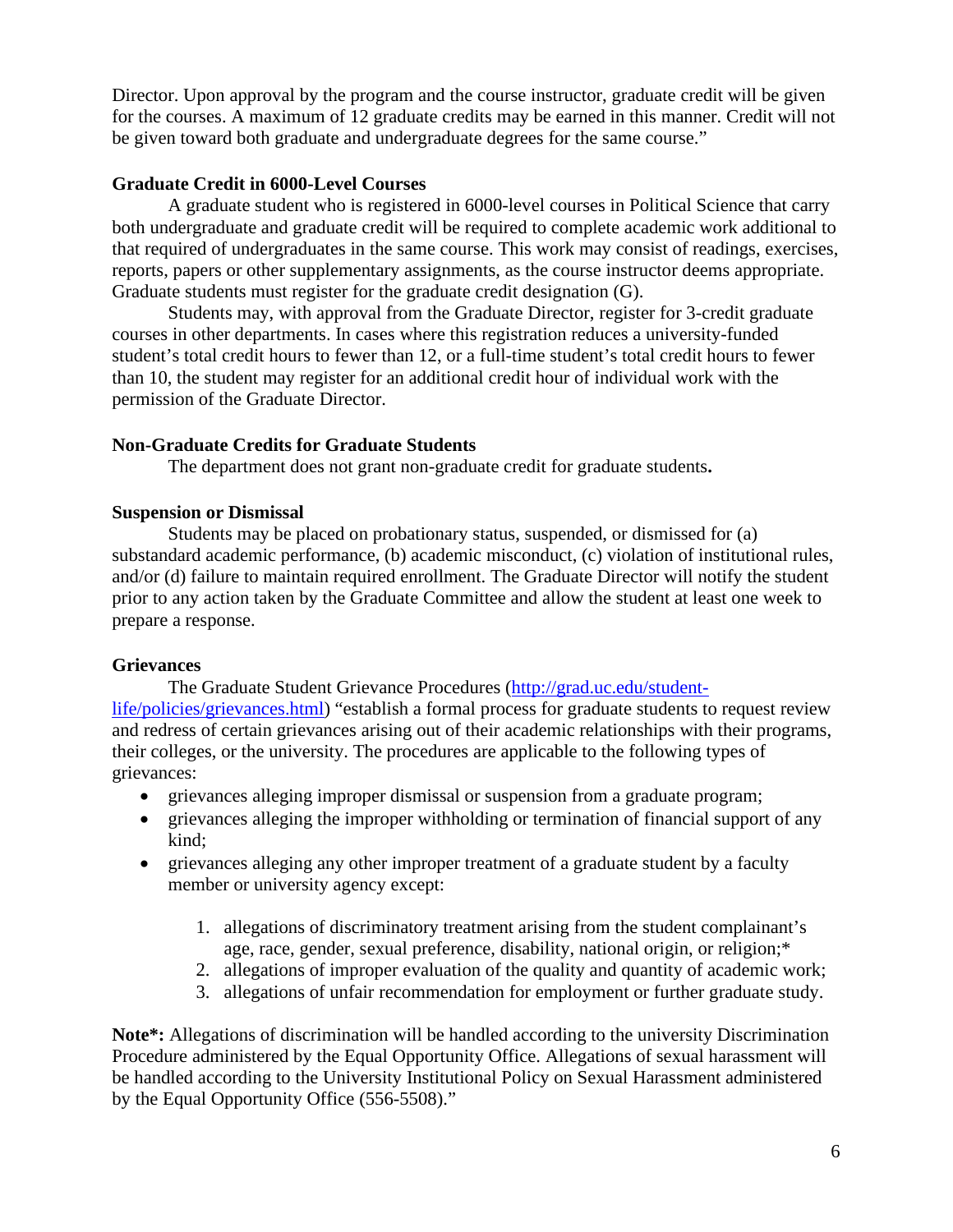Director. Upon approval by the program and the course instructor, graduate credit will be given for the courses. A maximum of 12 graduate credits may be earned in this manner. Credit will not be given toward both graduate and undergraduate degrees for the same course."

**Graduate Credit in 6000-Level Courses**

A graduate student who is registered in 6000-level courses in Political Science that carry both undergraduate and graduate credit will be required to complete academic work additional to that required of undergraduates in the same course. This work may consist of readings, exercises, reports, papers or other supplementary assignments, as the course instructor deems appropriate. Graduate students must register for the graduate credit designation (G).

Students may, with approval from the Graduate Director, register for 3-credit graduate courses in other departments. In cases where this registration reduces a university-funded student's total credit hours to fewer than 12, or a full-time student's total credit hours to fewer than 10, the student may register for an additional credit hour of individual work with the permission of the Graduate Director.

**Non-Graduate Credits for Graduate Students**

The department does not grant non-graduate credit for graduate students**.**

**Suspension or Dismissal**

Students may be placed on probationary status, suspended, or dismissed for (a) substandard academic performance, (b) academic misconduct, (c) violation of institutional rules, and/or (d) failure to maintain required enrollment. The Graduate Director will notify the student prior to any action taken by the Graduate Committee and allow the student at least one week to prepare a response.

**Grievances**

The Graduate Student Grievance Procedures ([http://grad.uc.edu/student-life/policies/grievances.html](http://grad.uc.edu/student-life/policies/grievances.html)) "establish a formal process for graduate students to request review and redress of certain grievances arising out of their academic relationships with their programs, their colleges, or the university. The procedures are applicable to the following types of grievances:

- grievances alleging improper dismissal or suspension from a graduate program;
- grievances alleging the improper withholding or termination of financial support of any kind;
- grievances alleging any other improper treatment of a graduate student by a faculty member or university agency except:

    1. allegations of discriminatory treatment arising from the student complainant's age, race, gender, sexual preference, disability, national origin, or religion;*
    2. allegations of improper evaluation of the quality and quantity of academic work;
    3. allegations of unfair recommendation for employment or further graduate study.

**Note*:** Allegations of discrimination will be handled according to the university Discrimination Procedure administered by the Equal Opportunity Office. Allegations of sexual harassment will be handled according to the University Institutional Policy on Sexual Harassment administered by the Equal Opportunity Office (556-5508)."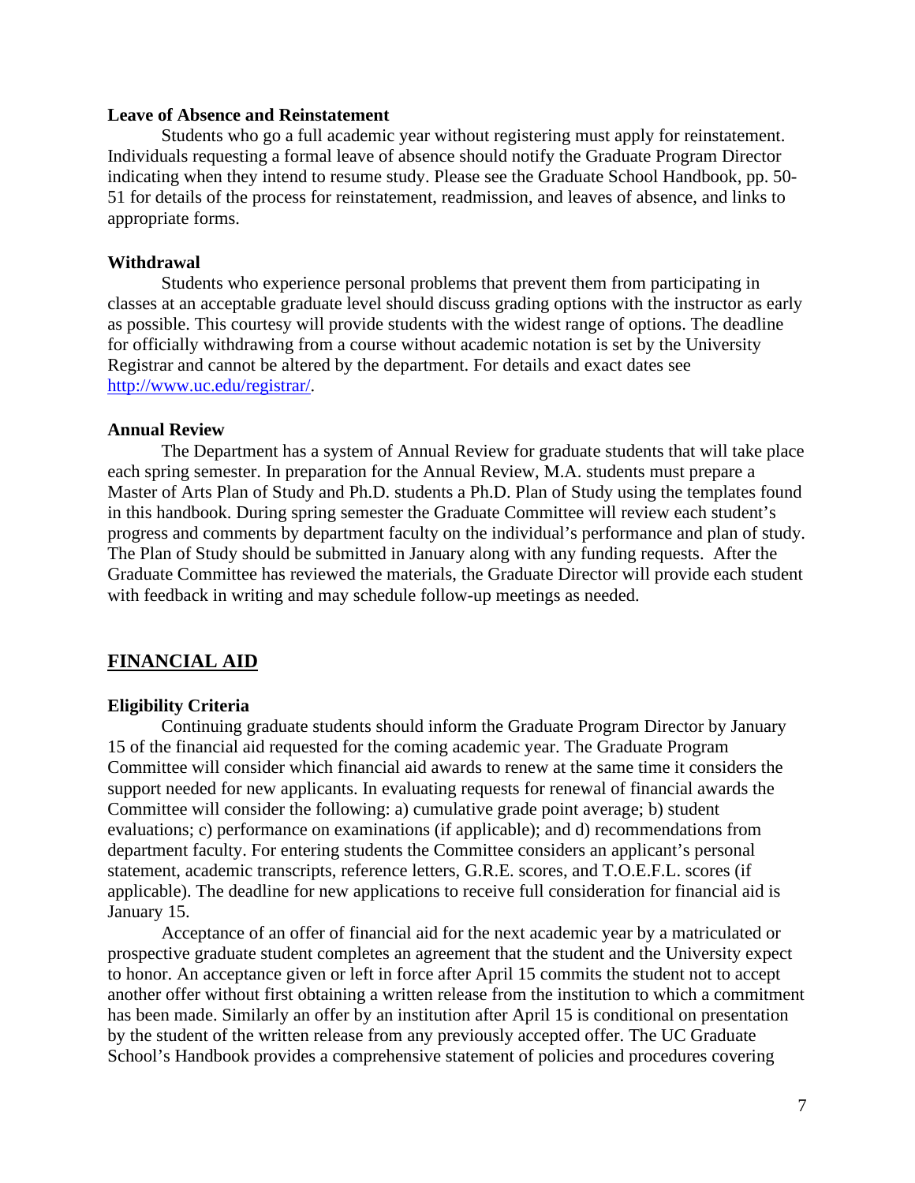### Leave of Absence and Reinstatement

Students who go a full academic year without registering must apply for reinstatement. Individuals requesting a formal leave of absence should notify the Graduate Program Director indicating when they intend to resume study. Please see the Graduate School Handbook, pp. 50-51 for details of the process for reinstatement, readmission, and leaves of absence, and links to appropriate forms.

### Withdrawal

Students who experience personal problems that prevent them from participating in classes at an acceptable graduate level should discuss grading options with the instructor as early as possible. This courtesy will provide students with the widest range of options. The deadline for officially withdrawing from a course without academic notation is set by the University Registrar and cannot be altered by the department. For details and exact dates see [http://www.uc.edu/registrar/](http://www.uc.edu/registrar/).

### Annual Review

The Department has a system of Annual Review for graduate students that will take place each spring semester. In preparation for the Annual Review, M.A. students must prepare a Master of Arts Plan of Study and Ph.D. students a Ph.D. Plan of Study using the templates found in this handbook. During spring semester the Graduate Committee will review each student's progress and comments by department faculty on the individual's performance and plan of study. The Plan of Study should be submitted in January along with any funding requests. After the Graduate Committee has reviewed the materials, the Graduate Director will provide each student with feedback in writing and may schedule follow-up meetings as needed.

## FINANCIAL AID

### Eligibility Criteria

Continuing graduate students should inform the Graduate Program Director by January 15 of the financial aid requested for the coming academic year. The Graduate Program Committee will consider which financial aid awards to renew at the same time it considers the support needed for new applicants. In evaluating requests for renewal of financial awards the Committee will consider the following: a) cumulative grade point average; b) student evaluations; c) performance on examinations (if applicable); and d) recommendations from department faculty. For entering students the Committee considers an applicant's personal statement, academic transcripts, reference letters, G.R.E. scores, and T.O.E.F.L. scores (if applicable). The deadline for new applications to receive full consideration for financial aid is January 15.

Acceptance of an offer of financial aid for the next academic year by a matriculated or prospective graduate student completes an agreement that the student and the University expect to honor. An acceptance given or left in force after April 15 commits the student not to accept another offer without first obtaining a written release from the institution to which a commitment has been made. Similarly an offer by an institution after April 15 is conditional on presentation by the student of the written release from any previously accepted offer. The UC Graduate School's Handbook provides a comprehensive statement of policies and procedures covering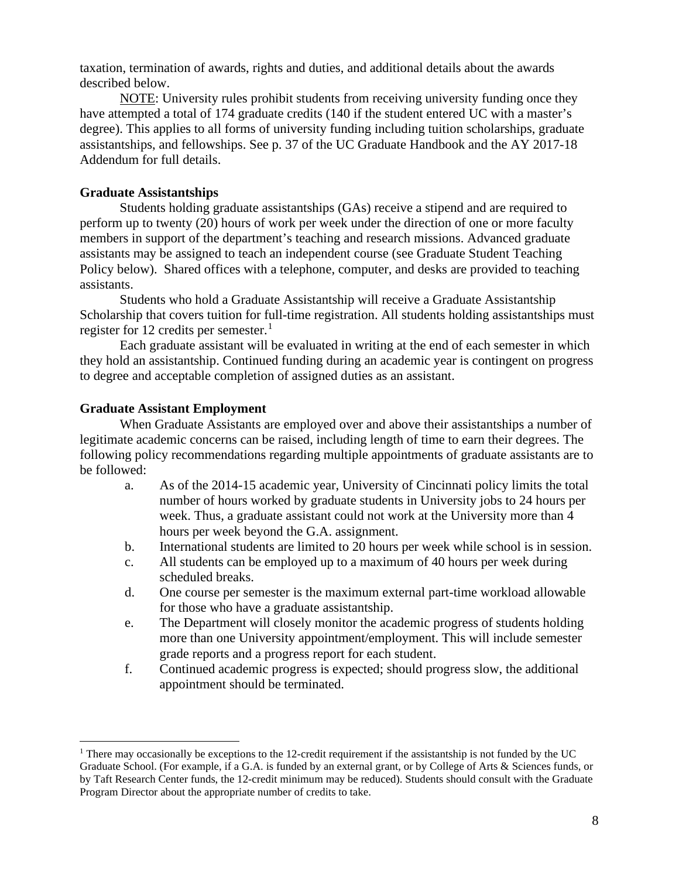taxation, termination of awards, rights and duties, and additional details about the awards described below.

NOTE: University rules prohibit students from receiving university funding once they have attempted a total of 174 graduate credits (140 if the student entered UC with a master's degree). This applies to all forms of university funding including tuition scholarships, graduate assistantships, and fellowships. See p. 37 of the UC Graduate Handbook and the AY 2017-18 Addendum for full details.

**Graduate Assistantships**

Students holding graduate assistantships (GAs) receive a stipend and are required to perform up to twenty (20) hours of work per week under the direction of one or more faculty members in support of the department's teaching and research missions. Advanced graduate assistants may be assigned to teach an independent course (see Graduate Student Teaching Policy below). Shared offices with a telephone, computer, and desks are provided to teaching assistants.

Students who hold a Graduate Assistantship will receive a Graduate Assistantship Scholarship that covers tuition for full-time registration. All students holding assistantships must register for 12 credits per semester.[1]

Each graduate assistant will be evaluated in writing at the end of each semester in which they hold an assistantship. Continued funding during an academic year is contingent on progress to degree and acceptable completion of assigned duties as an assistant.

**Graduate Assistant Employment**

When Graduate Assistants are employed over and above their assistantships a number of legitimate academic concerns can be raised, including length of time to earn their degrees. The following policy recommendations regarding multiple appointments of graduate assistants are to be followed:

a. As of the 2014-15 academic year, University of Cincinnati policy limits the total number of hours worked by graduate students in University jobs to 24 hours per week. Thus, a graduate assistant could not work at the University more than 4 hours per week beyond the G.A. assignment.
b. International students are limited to 20 hours per week while school is in session.
c. All students can be employed up to a maximum of 40 hours per week during scheduled breaks.
d. One course per semester is the maximum external part-time workload allowable for those who have a graduate assistantship.
e. The Department will closely monitor the academic progress of students holding more than one University appointment/employment. This will include semester grade reports and a progress report for each student.
f. Continued academic progress is expected; should progress slow, the additional appointment should be terminated.

---

[1] There may occasionally be exceptions to the 12-credit requirement if the assistantship is not funded by the UC Graduate School. (For example, if a G.A. is funded by an external grant, or by College of Arts & Sciences funds, or by Taft Research Center funds, the 12-credit minimum may be reduced). Students should consult with the Graduate Program Director about the appropriate number of credits to take.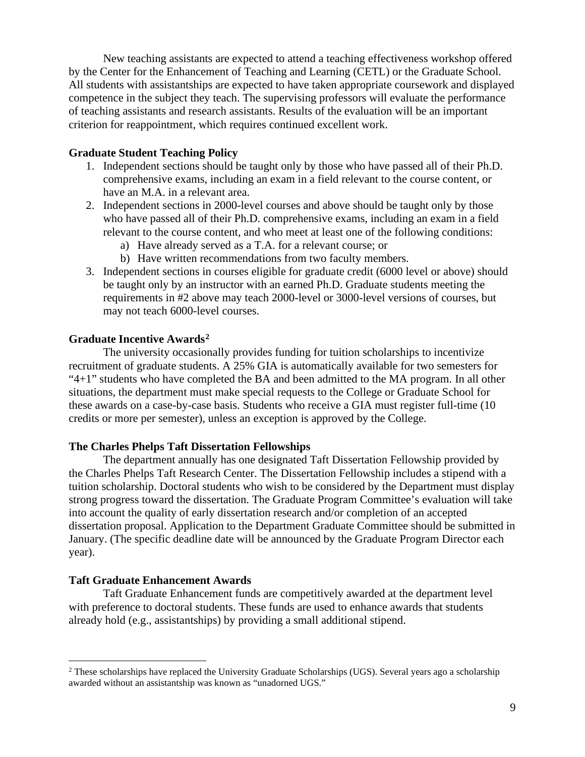New teaching assistants are expected to attend a teaching effectiveness workshop offered by the Center for the Enhancement of Teaching and Learning (CETL) or the Graduate School. All students with assistantships are expected to have taken appropriate coursework and displayed competence in the subject they teach. The supervising professors will evaluate the performance of teaching assistants and research assistants. Results of the evaluation will be an important criterion for reappointment, which requires continued excellent work.

**Graduate Student Teaching Policy**

1. Independent sections should be taught only by those who have passed all of their Ph.D. comprehensive exams, including an exam in a field relevant to the course content, or have an M.A. in a relevant area.
2. Independent sections in 2000-level courses and above should be taught only by those who have passed all of their Ph.D. comprehensive exams, including an exam in a field relevant to the course content, and who meet at least one of the following conditions:
   a) Have already served as a T.A. for a relevant course; or
   b) Have written recommendations from two faculty members.
3. Independent sections in courses eligible for graduate credit (6000 level or above) should be taught only by an instructor with an earned Ph.D. Graduate students meeting the requirements in #2 above may teach 2000-level or 3000-level versions of courses, but may not teach 6000-level courses.

**Graduate Incentive Awards[2]**

The university occasionally provides funding for tuition scholarships to incentivize recruitment of graduate students. A 25% GIA is automatically available for two semesters for "4+1" students who have completed the BA and been admitted to the MA program. In all other situations, the department must make special requests to the College or Graduate School for these awards on a case-by-case basis. Students who receive a GIA must register full-time (10 credits or more per semester), unless an exception is approved by the College.

**The Charles Phelps Taft Dissertation Fellowships**

The department annually has one designated Taft Dissertation Fellowship provided by the Charles Phelps Taft Research Center. The Dissertation Fellowship includes a stipend with a tuition scholarship. Doctoral students who wish to be considered by the Department must display strong progress toward the dissertation. The Graduate Program Committee's evaluation will take into account the quality of early dissertation research and/or completion of an accepted dissertation proposal. Application to the Department Graduate Committee should be submitted in January. (The specific deadline date will be announced by the Graduate Program Director each year).

**Taft Graduate Enhancement Awards**

Taft Graduate Enhancement funds are competitively awarded at the department level with preference to doctoral students. These funds are used to enhance awards that students already hold (e.g., assistantships) by providing a small additional stipend.

[2] These scholarships have replaced the University Graduate Scholarships (UGS). Several years ago a scholarship awarded without an assistantship was known as "unadorned UGS."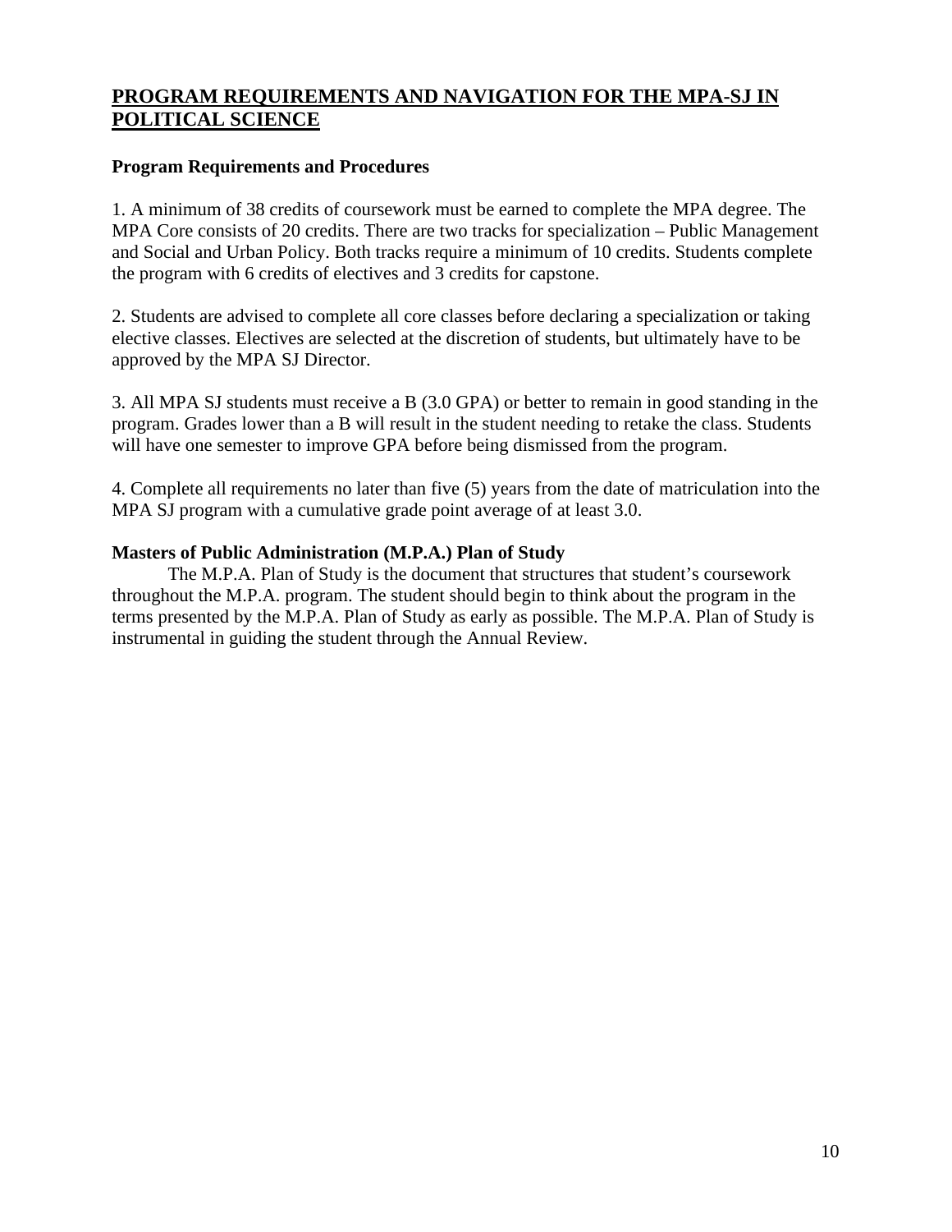## PROGRAM REQUIREMENTS AND NAVIGATION FOR THE MPA-SJ IN POLITICAL SCIENCE

### Program Requirements and Procedures

1. A minimum of 38 credits of coursework must be earned to complete the MPA degree. The MPA Core consists of 20 credits. There are two tracks for specialization – Public Management and Social and Urban Policy. Both tracks require a minimum of 10 credits. Students complete the program with 6 credits of electives and 3 credits for capstone.

2. Students are advised to complete all core classes before declaring a specialization or taking elective classes. Electives are selected at the discretion of students, but ultimately have to be approved by the MPA SJ Director.

3. All MPA SJ students must receive a B (3.0 GPA) or better to remain in good standing in the program. Grades lower than a B will result in the student needing to retake the class. Students will have one semester to improve GPA before being dismissed from the program.

4. Complete all requirements no later than five (5) years from the date of matriculation into the MPA SJ program with a cumulative grade point average of at least 3.0.

### Masters of Public Administration (M.P.A.) Plan of Study

The M.P.A. Plan of Study is the document that structures that student's coursework throughout the M.P.A. program. The student should begin to think about the program in the terms presented by the M.P.A. Plan of Study as early as possible. The M.P.A. Plan of Study is instrumental in guiding the student through the Annual Review.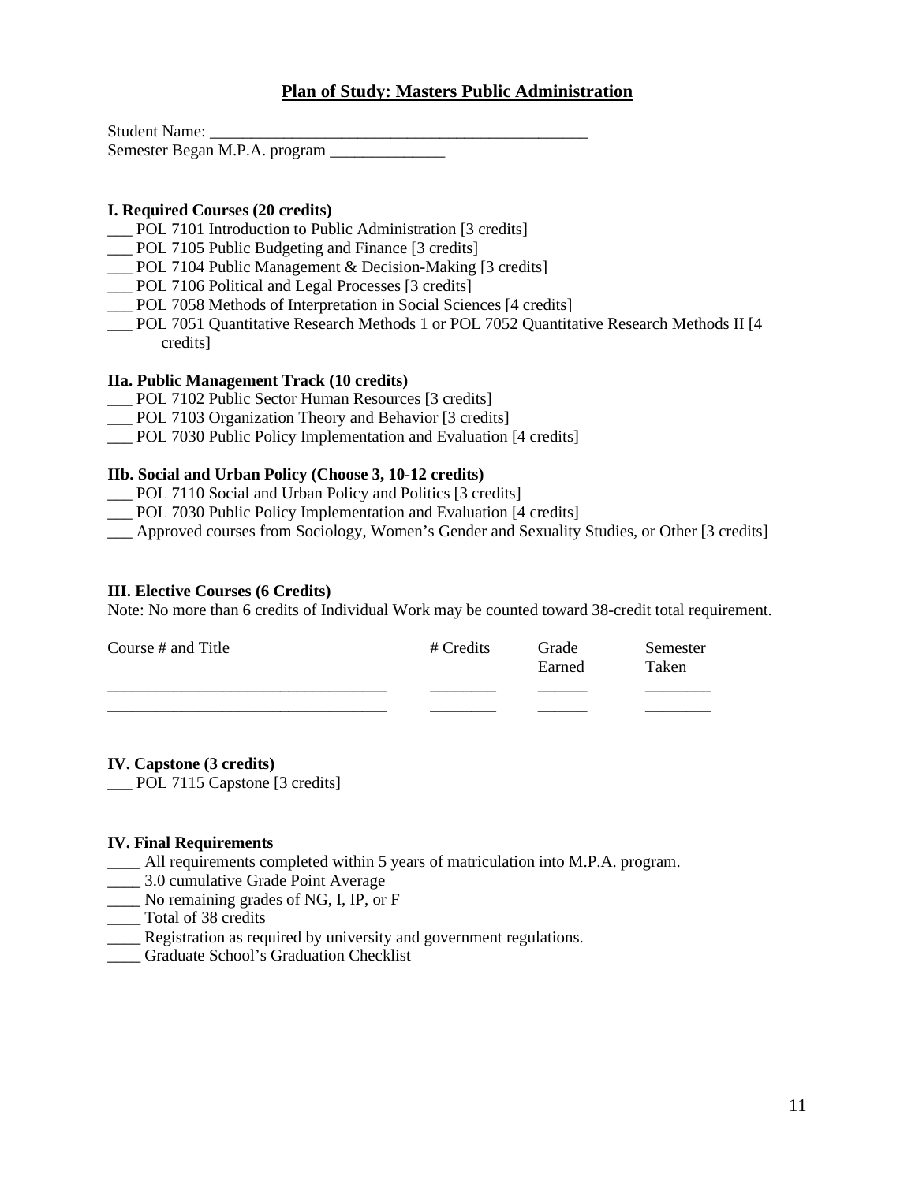## Plan of Study: Masters Public Administration

Student Name: ______________________________________________

Semester Began M.P.A. program ______________

**I. Required Courses (20 credits)**

___ POL 7101 Introduction to Public Administration [3 credits]
___ POL 7105 Public Budgeting and Finance [3 credits]
___ POL 7104 Public Management & Decision-Making [3 credits]
___ POL 7106 Political and Legal Processes [3 credits]
___ POL 7058 Methods of Interpretation in Social Sciences [4 credits]
___ POL 7051 Quantitative Research Methods 1 or POL 7052 Quantitative Research Methods II [4 credits]

**IIa. Public Management Track (10 credits)**

___ POL 7102 Public Sector Human Resources [3 credits]
___ POL 7103 Organization Theory and Behavior [3 credits]
___ POL 7030 Public Policy Implementation and Evaluation [4 credits]

**IIb. Social and Urban Policy (Choose 3, 10-12 credits)**

___ POL 7110 Social and Urban Policy and Politics [3 credits]
___ POL 7030 Public Policy Implementation and Evaluation [4 credits]
___ Approved courses from Sociology, Women's Gender and Sexuality Studies, or Other [3 credits]

**III. Elective Courses (6 Credits)**

Note: No more than 6 credits of Individual Work may be counted toward 38-credit total requirement.

| Course # and Title | # Credits | Grade Earned | Semester Taken |
|---|---|---|---|
| _________________________________ | ________ | ______ | ________ |
| _________________________________ | ________ | ______ | ________ |

**IV. Capstone (3 credits)**

___ POL 7115 Capstone [3 credits]

**IV. Final Requirements**

____ All requirements completed within 5 years of matriculation into M.P.A. program.
____ 3.0 cumulative Grade Point Average
____ No remaining grades of NG, I, IP, or F
____ Total of 38 credits
____ Registration as required by university and government regulations.
____ Graduate School's Graduation Checklist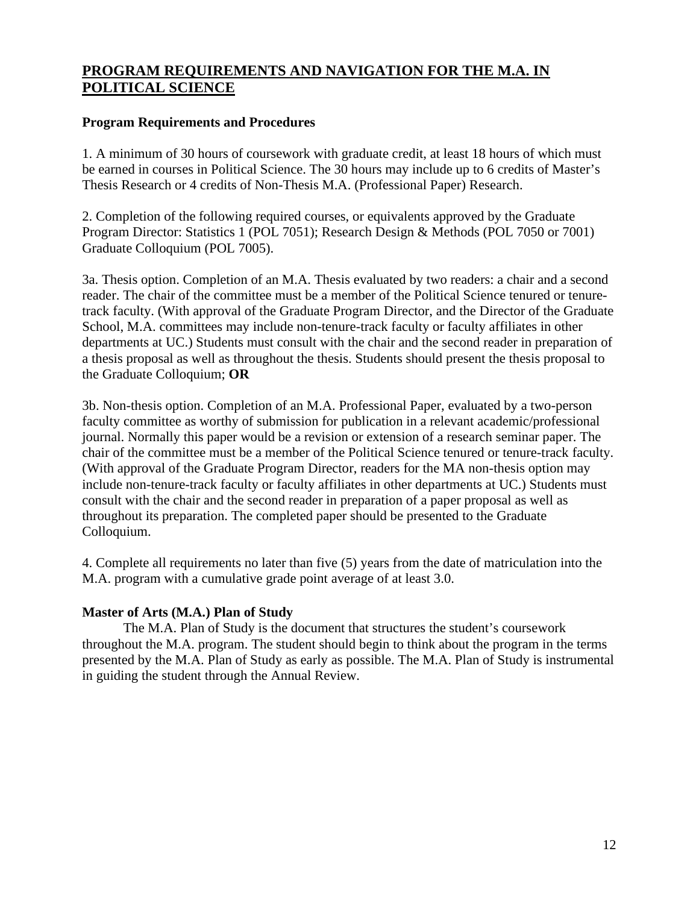# PROGRAM REQUIREMENTS AND NAVIGATION FOR THE M.A. IN POLITICAL SCIENCE

### Program Requirements and Procedures

1. A minimum of 30 hours of coursework with graduate credit, at least 18 hours of which must be earned in courses in Political Science. The 30 hours may include up to 6 credits of Master's Thesis Research or 4 credits of Non-Thesis M.A. (Professional Paper) Research.

2. Completion of the following required courses, or equivalents approved by the Graduate Program Director: Statistics 1 (POL 7051); Research Design & Methods (POL 7050 or 7001) Graduate Colloquium (POL 7005).

3a. Thesis option. Completion of an M.A. Thesis evaluated by two readers: a chair and a second reader. The chair of the committee must be a member of the Political Science tenured or tenure-track faculty. (With approval of the Graduate Program Director, and the Director of the Graduate School, M.A. committees may include non-tenure-track faculty or faculty affiliates in other departments at UC.) Students must consult with the chair and the second reader in preparation of a thesis proposal as well as throughout the thesis. Students should present the thesis proposal to the Graduate Colloquium; **OR**

3b. Non-thesis option. Completion of an M.A. Professional Paper, evaluated by a two-person faculty committee as worthy of submission for publication in a relevant academic/professional journal. Normally this paper would be a revision or extension of a research seminar paper. The chair of the committee must be a member of the Political Science tenured or tenure-track faculty. (With approval of the Graduate Program Director, readers for the MA non-thesis option may include non-tenure-track faculty or faculty affiliates in other departments at UC.) Students must consult with the chair and the second reader in preparation of a paper proposal as well as throughout its preparation. The completed paper should be presented to the Graduate Colloquium.

4. Complete all requirements no later than five (5) years from the date of matriculation into the M.A. program with a cumulative grade point average of at least 3.0.

### Master of Arts (M.A.) Plan of Study

The M.A. Plan of Study is the document that structures the student's coursework throughout the M.A. program. The student should begin to think about the program in the terms presented by the M.A. Plan of Study as early as possible. The M.A. Plan of Study is instrumental in guiding the student through the Annual Review.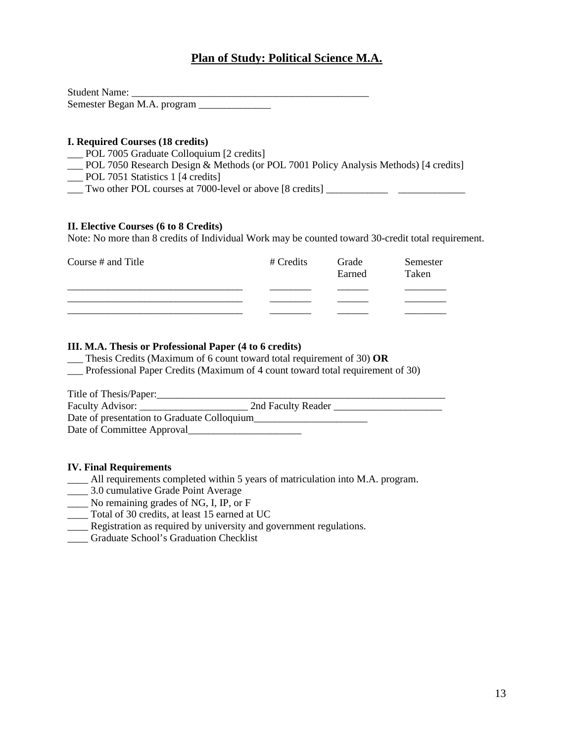# Plan of Study: Political Science M.A.

Student Name: _______________________________________________

Semester Began M.A. program ______________

**I. Required Courses (18 credits)**

___ POL 7005 Graduate Colloquium [2 credits]

___ POL 7050 Research Design & Methods (or POL 7001 Policy Analysis Methods) [4 credits]

___ POL 7051 Statistics 1 [4 credits]

___ Two other POL courses at 7000-level or above [8 credits] ____________ _____________

**II. Elective Courses (6 to 8 Credits)**

Note: No more than 8 credits of Individual Work may be counted toward 30-credit total requirement.

| Course # and Title | # Credits | Grade Earned | Semester Taken |
|---|---|---|---|
| __________________________________ | ________ | ______ | ________ |
| __________________________________ | ________ | ______ | ________ |
| __________________________________ | ________ | ______ | ________ |

**III. M.A. Thesis or Professional Paper (4 to 6 credits)**

___ Thesis Credits (Maximum of 6 count toward total requirement of 30) **OR**

___ Professional Paper Credits (Maximum of 4 count toward total requirement of 30)

Title of Thesis/Paper:__________________________________________________________

Faculty Advisor: _____________________ 2nd Faculty Reader _____________________

Date of presentation to Graduate Colloquium______________________

Date of Committee Approval______________________

**IV. Final Requirements**

____ All requirements completed within 5 years of matriculation into M.A. program.

____ 3.0 cumulative Grade Point Average

____ No remaining grades of NG, I, IP, or F

____ Total of 30 credits, at least 15 earned at UC

____ Registration as required by university and government regulations.

____ Graduate School's Graduation Checklist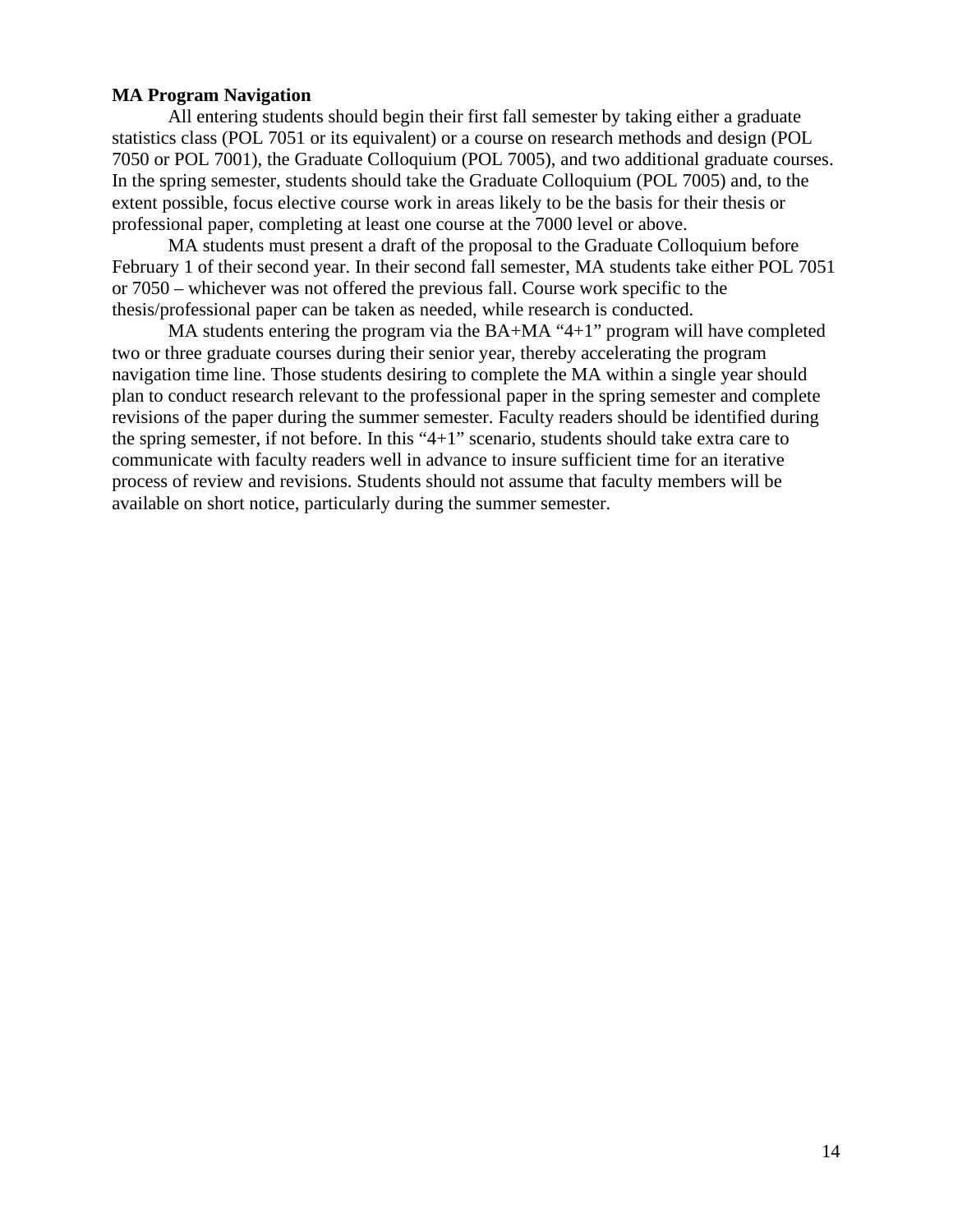**MA Program Navigation**

All entering students should begin their first fall semester by taking either a graduate statistics class (POL 7051 or its equivalent) or a course on research methods and design (POL 7050 or POL 7001), the Graduate Colloquium (POL 7005), and two additional graduate courses. In the spring semester, students should take the Graduate Colloquium (POL 7005) and, to the extent possible, focus elective course work in areas likely to be the basis for their thesis or professional paper, completing at least one course at the 7000 level or above.

MA students must present a draft of the proposal to the Graduate Colloquium before February 1 of their second year. In their second fall semester, MA students take either POL 7051 or 7050 – whichever was not offered the previous fall. Course work specific to the thesis/professional paper can be taken as needed, while research is conducted.

MA students entering the program via the BA+MA "4+1" program will have completed two or three graduate courses during their senior year, thereby accelerating the program navigation time line. Those students desiring to complete the MA within a single year should plan to conduct research relevant to the professional paper in the spring semester and complete revisions of the paper during the summer semester. Faculty readers should be identified during the spring semester, if not before. In this "4+1" scenario, students should take extra care to communicate with faculty readers well in advance to insure sufficient time for an iterative process of review and revisions. Students should not assume that faculty members will be available on short notice, particularly during the summer semester.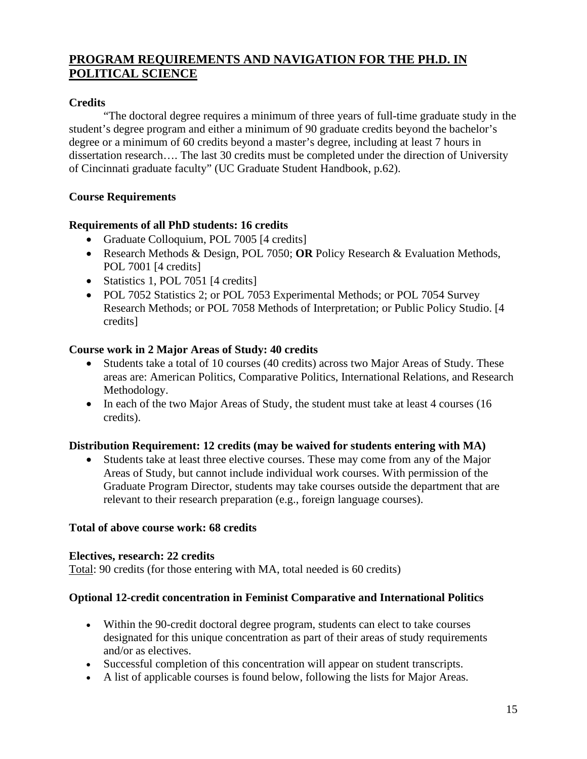## PROGRAM REQUIREMENTS AND NAVIGATION FOR THE PH.D. IN POLITICAL SCIENCE

### Credits

"The doctoral degree requires a minimum of three years of full-time graduate study in the student's degree program and either a minimum of 90 graduate credits beyond the bachelor's degree or a minimum of 60 credits beyond a master's degree, including at least 7 hours in dissertation research…. The last 30 credits must be completed under the direction of University of Cincinnati graduate faculty" (UC Graduate Student Handbook, p.62).

### Course Requirements

**Requirements of all PhD students: 16 credits**

- Graduate Colloquium, POL 7005 [4 credits]
- Research Methods & Design, POL 7050; **OR** Policy Research & Evaluation Methods, POL 7001 [4 credits]
- Statistics 1, POL 7051 [4 credits]
- POL 7052 Statistics 2; or POL 7053 Experimental Methods; or POL 7054 Survey Research Methods; or POL 7058 Methods of Interpretation; or Public Policy Studio. [4 credits]

**Course work in 2 Major Areas of Study: 40 credits**

- Students take a total of 10 courses (40 credits) across two Major Areas of Study. These areas are: American Politics, Comparative Politics, International Relations, and Research Methodology.
- In each of the two Major Areas of Study, the student must take at least 4 courses (16 credits).

**Distribution Requirement: 12 credits (may be waived for students entering with MA)**

- Students take at least three elective courses. These may come from any of the Major Areas of Study, but cannot include individual work courses. With permission of the Graduate Program Director, students may take courses outside the department that are relevant to their research preparation (e.g., foreign language courses).

**Total of above course work: 68 credits**

**Electives, research: 22 credits**

Total: 90 credits (for those entering with MA, total needed is 60 credits)

**Optional 12-credit concentration in Feminist Comparative and International Politics**

- Within the 90-credit doctoral degree program, students can elect to take courses designated for this unique concentration as part of their areas of study requirements and/or as electives.
- Successful completion of this concentration will appear on student transcripts.
- A list of applicable courses is found below, following the lists for Major Areas.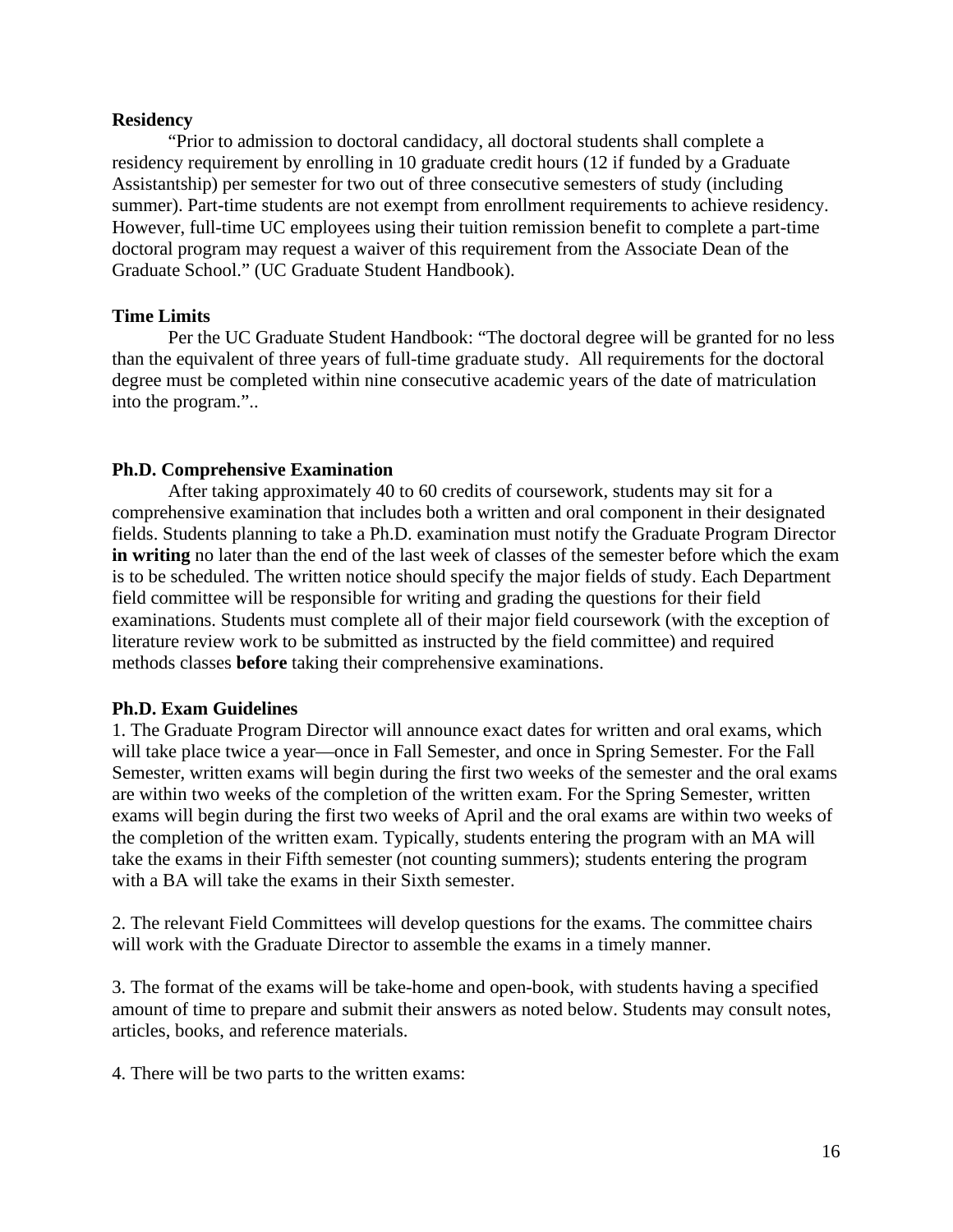**Residency**

"Prior to admission to doctoral candidacy, all doctoral students shall complete a residency requirement by enrolling in 10 graduate credit hours (12 if funded by a Graduate Assistantship) per semester for two out of three consecutive semesters of study (including summer). Part-time students are not exempt from enrollment requirements to achieve residency. However, full-time UC employees using their tuition remission benefit to complete a part-time doctoral program may request a waiver of this requirement from the Associate Dean of the Graduate School." (UC Graduate Student Handbook).

**Time Limits**

Per the UC Graduate Student Handbook: "The doctoral degree will be granted for no less than the equivalent of three years of full-time graduate study. All requirements for the doctoral degree must be completed within nine consecutive academic years of the date of matriculation into the program."..

**Ph.D. Comprehensive Examination**

After taking approximately 40 to 60 credits of coursework, students may sit for a comprehensive examination that includes both a written and oral component in their designated fields. Students planning to take a Ph.D. examination must notify the Graduate Program Director **in writing** no later than the end of the last week of classes of the semester before which the exam is to be scheduled. The written notice should specify the major fields of study. Each Department field committee will be responsible for writing and grading the questions for their field examinations. Students must complete all of their major field coursework (with the exception of literature review work to be submitted as instructed by the field committee) and required methods classes **before** taking their comprehensive examinations.

**Ph.D. Exam Guidelines**

1. The Graduate Program Director will announce exact dates for written and oral exams, which will take place twice a year—once in Fall Semester, and once in Spring Semester. For the Fall Semester, written exams will begin during the first two weeks of the semester and the oral exams are within two weeks of the completion of the written exam. For the Spring Semester, written exams will begin during the first two weeks of April and the oral exams are within two weeks of the completion of the written exam. Typically, students entering the program with an MA will take the exams in their Fifth semester (not counting summers); students entering the program with a BA will take the exams in their Sixth semester.

2. The relevant Field Committees will develop questions for the exams. The committee chairs will work with the Graduate Director to assemble the exams in a timely manner.

3. The format of the exams will be take-home and open-book, with students having a specified amount of time to prepare and submit their answers as noted below. Students may consult notes, articles, books, and reference materials.

4. There will be two parts to the written exams: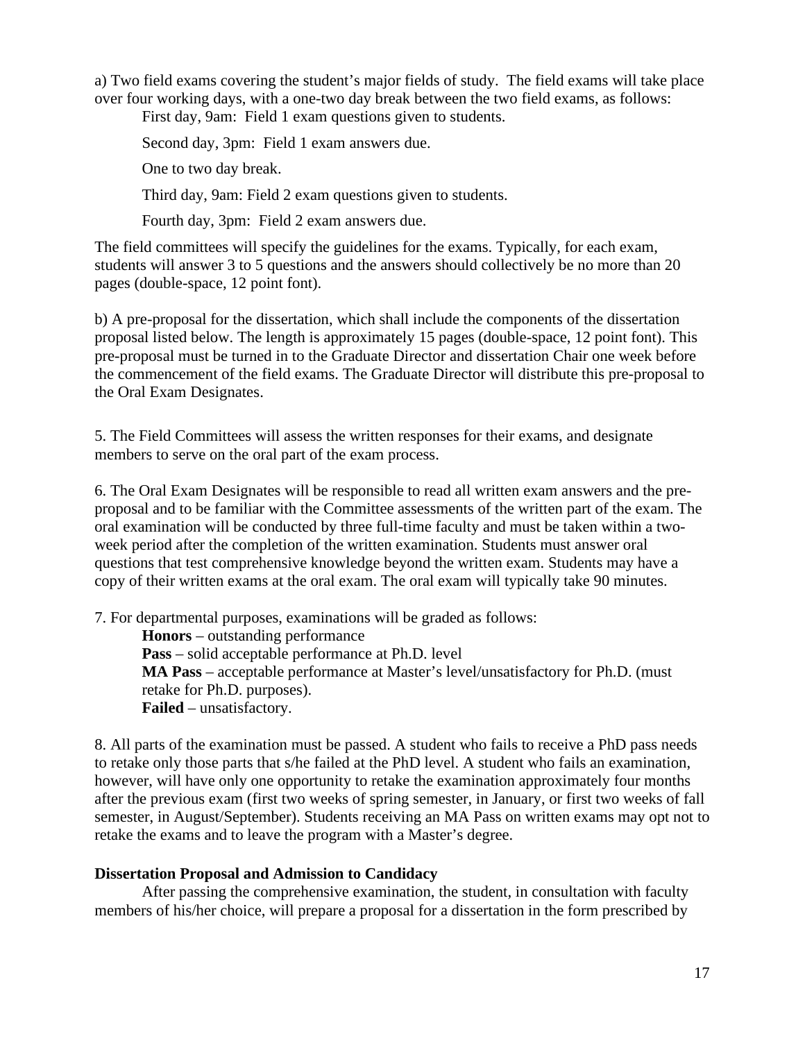a) Two field exams covering the student's major fields of study. The field exams will take place over four working days, with a one-two day break between the two field exams, as follows:

First day, 9am: Field 1 exam questions given to students.

Second day, 3pm: Field 1 exam answers due.

One to two day break.

Third day, 9am: Field 2 exam questions given to students.

Fourth day, 3pm: Field 2 exam answers due.

The field committees will specify the guidelines for the exams. Typically, for each exam, students will answer 3 to 5 questions and the answers should collectively be no more than 20 pages (double-space, 12 point font).

b) A pre-proposal for the dissertation, which shall include the components of the dissertation proposal listed below. The length is approximately 15 pages (double-space, 12 point font). This pre-proposal must be turned in to the Graduate Director and dissertation Chair one week before the commencement of the field exams. The Graduate Director will distribute this pre-proposal to the Oral Exam Designates.

5. The Field Committees will assess the written responses for their exams, and designate members to serve on the oral part of the exam process.

6. The Oral Exam Designates will be responsible to read all written exam answers and the pre-proposal and to be familiar with the Committee assessments of the written part of the exam. The oral examination will be conducted by three full-time faculty and must be taken within a two-week period after the completion of the written examination. Students must answer oral questions that test comprehensive knowledge beyond the written exam. Students may have a copy of their written exams at the oral exam. The oral exam will typically take 90 minutes.

7. For departmental purposes, examinations will be graded as follows:

**Honors** – outstanding performance
**Pass** – solid acceptable performance at Ph.D. level
**MA Pass** – acceptable performance at Master's level/unsatisfactory for Ph.D. (must retake for Ph.D. purposes).
**Failed** – unsatisfactory.

8. All parts of the examination must be passed. A student who fails to receive a PhD pass needs to retake only those parts that s/he failed at the PhD level. A student who fails an examination, however, will have only one opportunity to retake the examination approximately four months after the previous exam (first two weeks of spring semester, in January, or first two weeks of fall semester, in August/September). Students receiving an MA Pass on written exams may opt not to retake the exams and to leave the program with a Master's degree.

**Dissertation Proposal and Admission to Candidacy**

After passing the comprehensive examination, the student, in consultation with faculty members of his/her choice, will prepare a proposal for a dissertation in the form prescribed by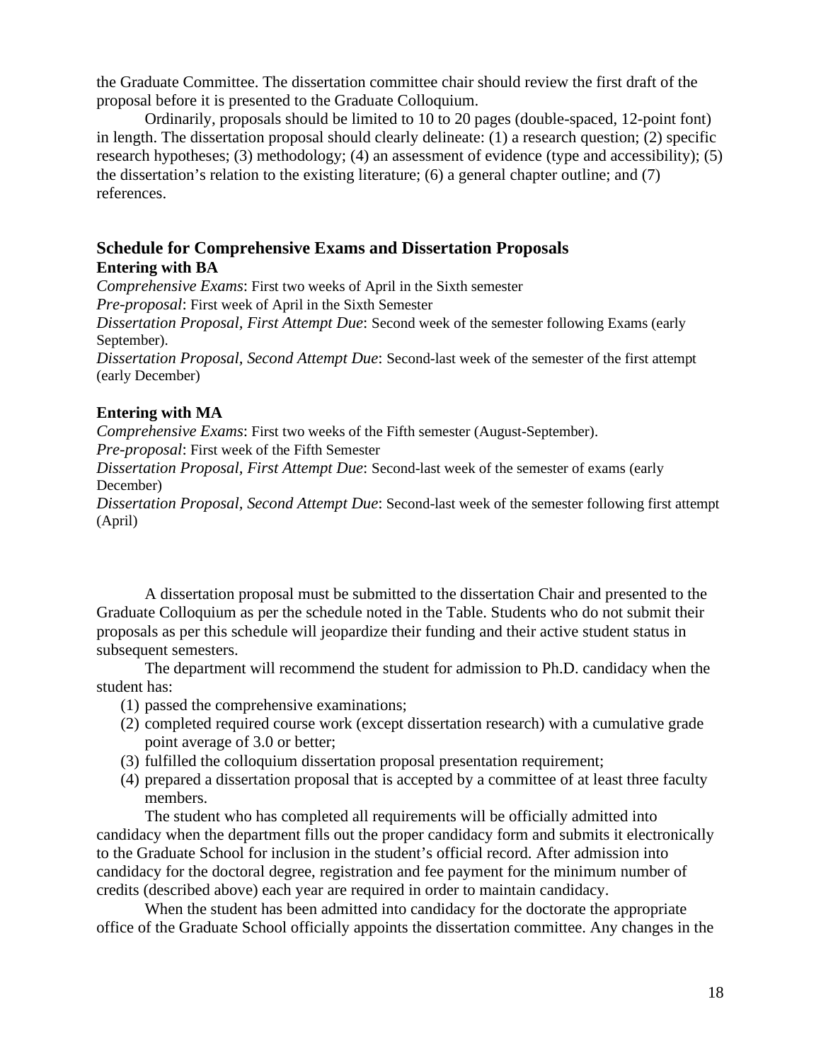the Graduate Committee. The dissertation committee chair should review the first draft of the proposal before it is presented to the Graduate Colloquium.

Ordinarily, proposals should be limited to 10 to 20 pages (double-spaced, 12-point font) in length. The dissertation proposal should clearly delineate: (1) a research question; (2) specific research hypotheses; (3) methodology; (4) an assessment of evidence (type and accessibility); (5) the dissertation's relation to the existing literature; (6) a general chapter outline; and (7) references.

## Schedule for Comprehensive Exams and Dissertation Proposals

### Entering with BA

*Comprehensive Exams*: First two weeks of April in the Sixth semester
*Pre-proposal*: First week of April in the Sixth Semester
*Dissertation Proposal, First Attempt Due*: Second week of the semester following Exams (early September).
*Dissertation Proposal, Second Attempt Due*: Second-last week of the semester of the first attempt (early December)

### Entering with MA

*Comprehensive Exams*: First two weeks of the Fifth semester (August-September).
*Pre-proposal*: First week of the Fifth Semester
*Dissertation Proposal, First Attempt Due*: Second-last week of the semester of exams (early December)
*Dissertation Proposal, Second Attempt Due*: Second-last week of the semester following first attempt (April)

A dissertation proposal must be submitted to the dissertation Chair and presented to the Graduate Colloquium as per the schedule noted in the Table. Students who do not submit their proposals as per this schedule will jeopardize their funding and their active student status in subsequent semesters.

The department will recommend the student for admission to Ph.D. candidacy when the student has:

(1) passed the comprehensive examinations;
(2) completed required course work (except dissertation research) with a cumulative grade point average of 3.0 or better;
(3) fulfilled the colloquium dissertation proposal presentation requirement;
(4) prepared a dissertation proposal that is accepted by a committee of at least three faculty members.

The student who has completed all requirements will be officially admitted into candidacy when the department fills out the proper candidacy form and submits it electronically to the Graduate School for inclusion in the student's official record. After admission into candidacy for the doctoral degree, registration and fee payment for the minimum number of credits (described above) each year are required in order to maintain candidacy.

When the student has been admitted into candidacy for the doctorate the appropriate office of the Graduate School officially appoints the dissertation committee. Any changes in the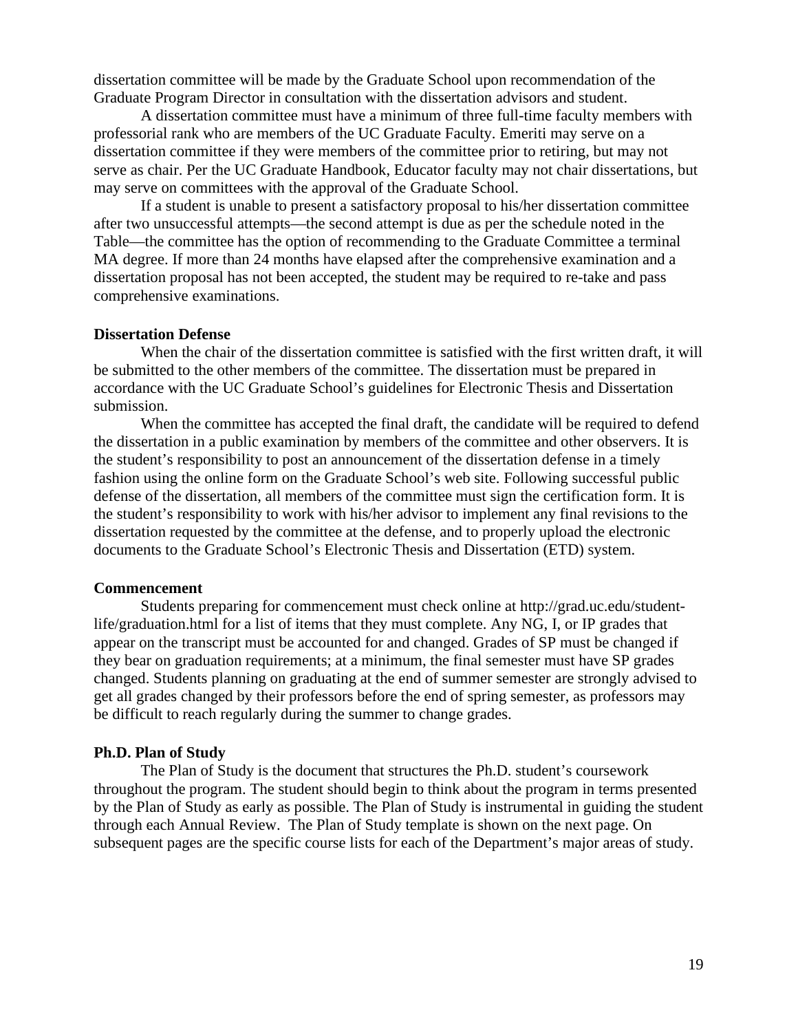dissertation committee will be made by the Graduate School upon recommendation of the Graduate Program Director in consultation with the dissertation advisors and student.

A dissertation committee must have a minimum of three full-time faculty members with professorial rank who are members of the UC Graduate Faculty. Emeriti may serve on a dissertation committee if they were members of the committee prior to retiring, but may not serve as chair. Per the UC Graduate Handbook, Educator faculty may not chair dissertations, but may serve on committees with the approval of the Graduate School.

If a student is unable to present a satisfactory proposal to his/her dissertation committee after two unsuccessful attempts—the second attempt is due as per the schedule noted in the Table—the committee has the option of recommending to the Graduate Committee a terminal MA degree. If more than 24 months have elapsed after the comprehensive examination and a dissertation proposal has not been accepted, the student may be required to re-take and pass comprehensive examinations.

**Dissertation Defense**

When the chair of the dissertation committee is satisfied with the first written draft, it will be submitted to the other members of the committee. The dissertation must be prepared in accordance with the UC Graduate School's guidelines for Electronic Thesis and Dissertation submission.

When the committee has accepted the final draft, the candidate will be required to defend the dissertation in a public examination by members of the committee and other observers. It is the student's responsibility to post an announcement of the dissertation defense in a timely fashion using the online form on the Graduate School's web site. Following successful public defense of the dissertation, all members of the committee must sign the certification form. It is the student's responsibility to work with his/her advisor to implement any final revisions to the dissertation requested by the committee at the defense, and to properly upload the electronic documents to the Graduate School's Electronic Thesis and Dissertation (ETD) system.

**Commencement**

Students preparing for commencement must check online at http://grad.uc.edu/student-life/graduation.html for a list of items that they must complete. Any NG, I, or IP grades that appear on the transcript must be accounted for and changed. Grades of SP must be changed if they bear on graduation requirements; at a minimum, the final semester must have SP grades changed. Students planning on graduating at the end of summer semester are strongly advised to get all grades changed by their professors before the end of spring semester, as professors may be difficult to reach regularly during the summer to change grades.

**Ph.D. Plan of Study**

The Plan of Study is the document that structures the Ph.D. student's coursework throughout the program. The student should begin to think about the program in terms presented by the Plan of Study as early as possible. The Plan of Study is instrumental in guiding the student through each Annual Review. The Plan of Study template is shown on the next page. On subsequent pages are the specific course lists for each of the Department's major areas of study.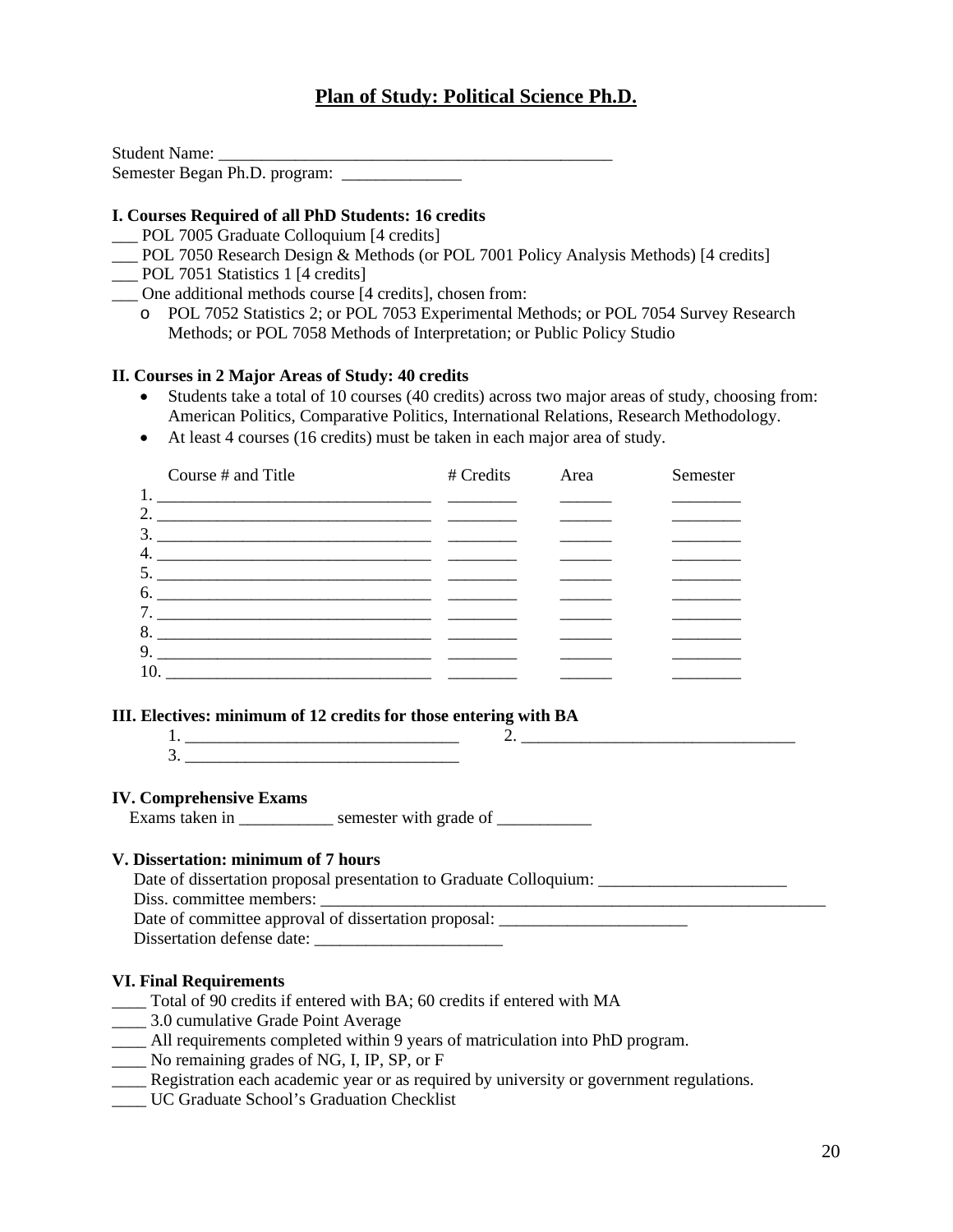# Plan of Study: Political Science Ph.D.

Student Name: ______________________________________________
Semester Began Ph.D. program: ______________

**I. Courses Required of all PhD Students: 16 credits**

___ POL 7005 Graduate Colloquium [4 credits]
___ POL 7050 Research Design & Methods (or POL 7001 Policy Analysis Methods) [4 credits]
___ POL 7051 Statistics 1 [4 credits]
___ One additional methods course [4 credits], chosen from:

- POL 7052 Statistics 2; or POL 7053 Experimental Methods; or POL 7054 Survey Research Methods; or POL 7058 Methods of Interpretation; or Public Policy Studio

**II. Courses in 2 Major Areas of Study: 40 credits**

- Students take a total of 10 courses (40 credits) across two major areas of study, choosing from: American Politics, Comparative Politics, International Relations, Research Methodology.
- At least 4 courses (16 credits) must be taken in each major area of study.

| | Course # and Title | # Credits | Area | Semester |
|---|---|---|---|---|
| 1. | ________________________________ | ________ | ______ | ________ |
| 2. | ________________________________ | ________ | ______ | ________ |
| 3. | ________________________________ | ________ | ______ | ________ |
| 4. | ________________________________ | ________ | ______ | ________ |
| 5. | ________________________________ | ________ | ______ | ________ |
| 6. | ________________________________ | ________ | ______ | ________ |
| 7. | ________________________________ | ________ | ______ | ________ |
| 8. | ________________________________ | ________ | ______ | ________ |
| 9. | ________________________________ | ________ | ______ | ________ |
| 10. | ________________________________ | ________ | ______ | ________ |

**III. Electives: minimum of 12 credits for those entering with BA**

1. ________________________________ 2. ________________________________
3. ________________________________

**IV. Comprehensive Exams**

Exams taken in ___________ semester with grade of ___________

**V. Dissertation: minimum of 7 hours**

Date of dissertation proposal presentation to Graduate Colloquium: ______________________
Diss. committee members: ______________________________________________________________
Date of committee approval of dissertation proposal: ______________________
Dissertation defense date: ______________________

**VI. Final Requirements**

____ Total of 90 credits if entered with BA; 60 credits if entered with MA
____ 3.0 cumulative Grade Point Average
____ All requirements completed within 9 years of matriculation into PhD program.
____ No remaining grades of NG, I, IP, SP, or F
____ Registration each academic year or as required by university or government regulations.
____ UC Graduate School's Graduation Checklist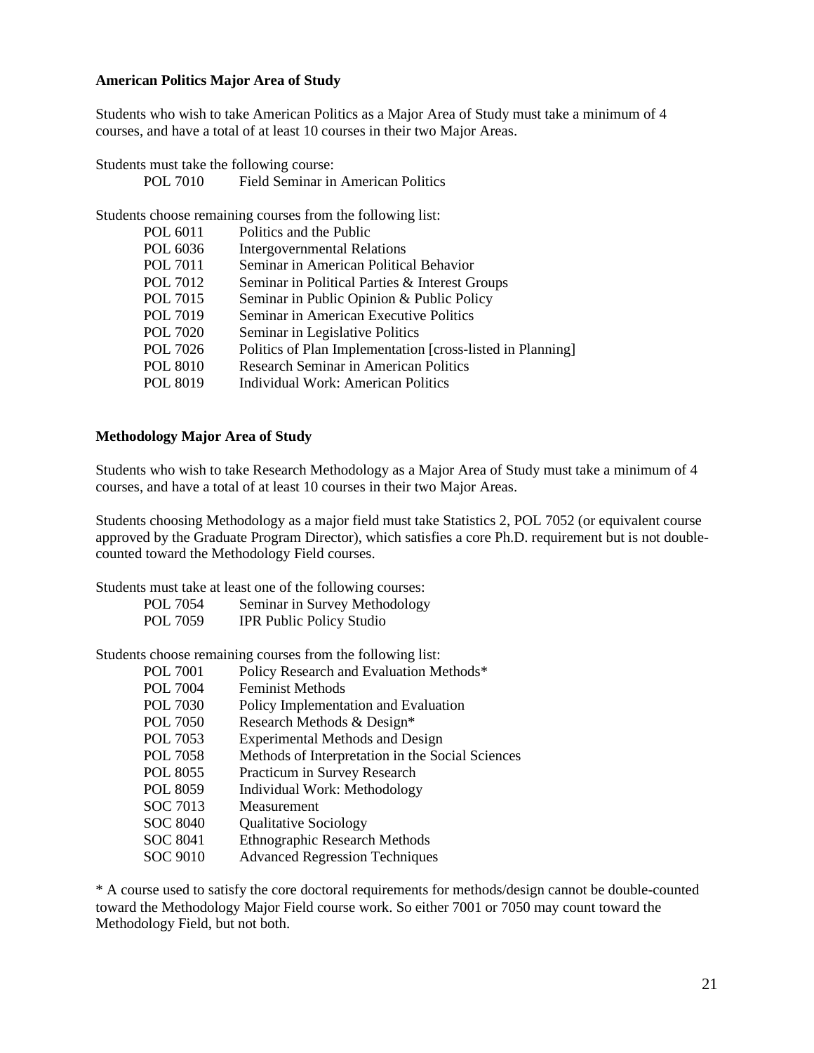**American Politics Major Area of Study**

Students who wish to take American Politics as a Major Area of Study must take a minimum of 4 courses, and have a total of at least 10 courses in their two Major Areas.

Students must take the following course:

POL 7010 Field Seminar in American Politics

Students choose remaining courses from the following list:

POL 6011 Politics and the Public
POL 6036 Intergovernmental Relations
POL 7011 Seminar in American Political Behavior
POL 7012 Seminar in Political Parties & Interest Groups
POL 7015 Seminar in Public Opinion & Public Policy
POL 7019 Seminar in American Executive Politics
POL 7020 Seminar in Legislative Politics
POL 7026 Politics of Plan Implementation [cross-listed in Planning]
POL 8010 Research Seminar in American Politics
POL 8019 Individual Work: American Politics

**Methodology Major Area of Study**

Students who wish to take Research Methodology as a Major Area of Study must take a minimum of 4 courses, and have a total of at least 10 courses in their two Major Areas.

Students choosing Methodology as a major field must take Statistics 2, POL 7052 (or equivalent course approved by the Graduate Program Director), which satisfies a core Ph.D. requirement but is not double-counted toward the Methodology Field courses.

Students must take at least one of the following courses:

POL 7054 Seminar in Survey Methodology
POL 7059 IPR Public Policy Studio

Students choose remaining courses from the following list:

POL 7001 Policy Research and Evaluation Methods*
POL 7004 Feminist Methods
POL 7030 Policy Implementation and Evaluation
POL 7050 Research Methods & Design*
POL 7053 Experimental Methods and Design
POL 7058 Methods of Interpretation in the Social Sciences
POL 8055 Practicum in Survey Research
POL 8059 Individual Work: Methodology
SOC 7013 Measurement
SOC 8040 Qualitative Sociology
SOC 8041 Ethnographic Research Methods
SOC 9010 Advanced Regression Techniques

* A course used to satisfy the core doctoral requirements for methods/design cannot be double-counted toward the Methodology Major Field course work. So either 7001 or 7050 may count toward the Methodology Field, but not both.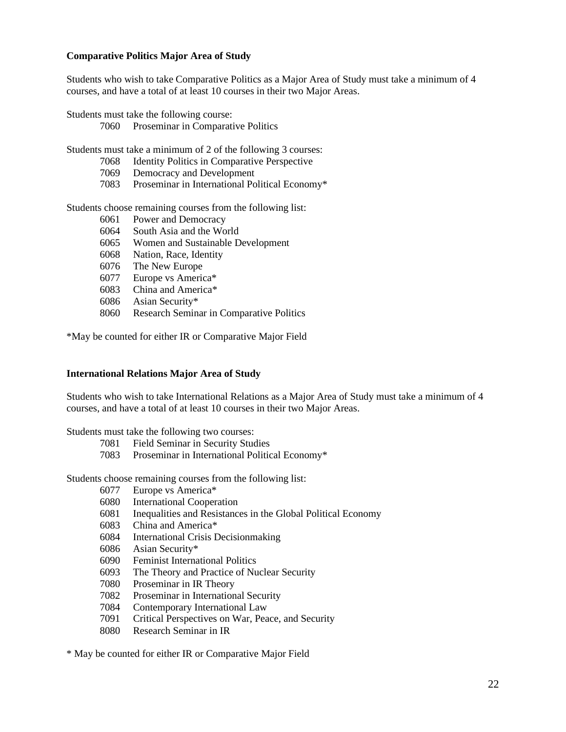**Comparative Politics Major Area of Study**

Students who wish to take Comparative Politics as a Major Area of Study must take a minimum of 4 courses, and have a total of at least 10 courses in their two Major Areas.

Students must take the following course:

- 7060 Proseminar in Comparative Politics

Students must take a minimum of 2 of the following 3 courses:

- 7068 Identity Politics in Comparative Perspective
- 7069 Democracy and Development
- 7083 Proseminar in International Political Economy*

Students choose remaining courses from the following list:

- 6061 Power and Democracy
- 6064 South Asia and the World
- 6065 Women and Sustainable Development
- 6068 Nation, Race, Identity
- 6076 The New Europe
- 6077 Europe vs America*
- 6083 China and America*
- 6086 Asian Security*
- 8060 Research Seminar in Comparative Politics

*May be counted for either IR or Comparative Major Field

**International Relations Major Area of Study**

Students who wish to take International Relations as a Major Area of Study must take a minimum of 4 courses, and have a total of at least 10 courses in their two Major Areas.

Students must take the following two courses:

- 7081 Field Seminar in Security Studies
- 7083 Proseminar in International Political Economy*

Students choose remaining courses from the following list:

- 6077 Europe vs America*
- 6080 International Cooperation
- 6081 Inequalities and Resistances in the Global Political Economy
- 6083 China and America*
- 6084 International Crisis Decisionmaking
- 6086 Asian Security*
- 6090 Feminist International Politics
- 6093 The Theory and Practice of Nuclear Security
- 7080 Proseminar in IR Theory
- 7082 Proseminar in International Security
- 7084 Contemporary International Law
- 7091 Critical Perspectives on War, Peace, and Security
- 8080 Research Seminar in IR

\* May be counted for either IR or Comparative Major Field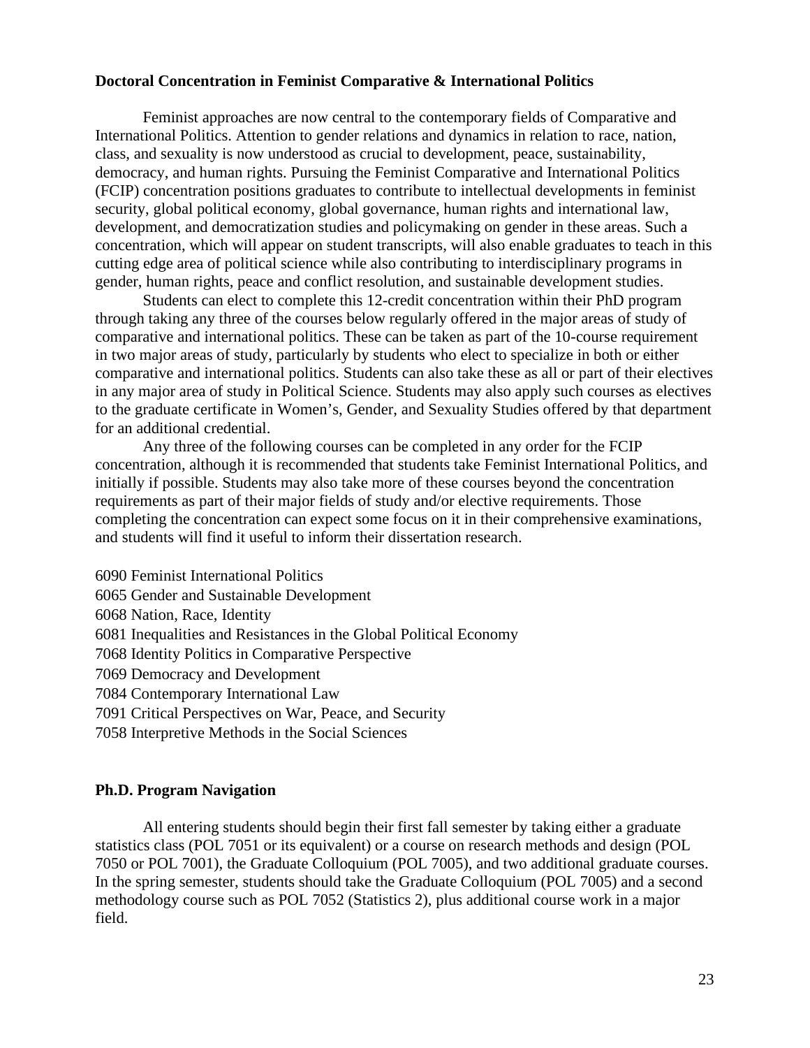**Doctoral Concentration in Feminist Comparative & International Politics**

Feminist approaches are now central to the contemporary fields of Comparative and International Politics. Attention to gender relations and dynamics in relation to race, nation, class, and sexuality is now understood as crucial to development, peace, sustainability, democracy, and human rights. Pursuing the Feminist Comparative and International Politics (FCIP) concentration positions graduates to contribute to intellectual developments in feminist security, global political economy, global governance, human rights and international law, development, and democratization studies and policymaking on gender in these areas. Such a concentration, which will appear on student transcripts, will also enable graduates to teach in this cutting edge area of political science while also contributing to interdisciplinary programs in gender, human rights, peace and conflict resolution, and sustainable development studies.

Students can elect to complete this 12-credit concentration within their PhD program through taking any three of the courses below regularly offered in the major areas of study of comparative and international politics. These can be taken as part of the 10-course requirement in two major areas of study, particularly by students who elect to specialize in both or either comparative and international politics. Students can also take these as all or part of their electives in any major area of study in Political Science. Students may also apply such courses as electives to the graduate certificate in Women's, Gender, and Sexuality Studies offered by that department for an additional credential.

Any three of the following courses can be completed in any order for the FCIP concentration, although it is recommended that students take Feminist International Politics, and initially if possible. Students may also take more of these courses beyond the concentration requirements as part of their major fields of study and/or elective requirements. Those completing the concentration can expect some focus on it in their comprehensive examinations, and students will find it useful to inform their dissertation research.

6090 Feminist International Politics
6065 Gender and Sustainable Development
6068 Nation, Race, Identity
6081 Inequalities and Resistances in the Global Political Economy
7068 Identity Politics in Comparative Perspective
7069 Democracy and Development
7084 Contemporary International Law
7091 Critical Perspectives on War, Peace, and Security
7058 Interpretive Methods in the Social Sciences

**Ph.D. Program Navigation**

All entering students should begin their first fall semester by taking either a graduate statistics class (POL 7051 or its equivalent) or a course on research methods and design (POL 7050 or POL 7001), the Graduate Colloquium (POL 7005), and two additional graduate courses. In the spring semester, students should take the Graduate Colloquium (POL 7005) and a second methodology course such as POL 7052 (Statistics 2), plus additional course work in a major field.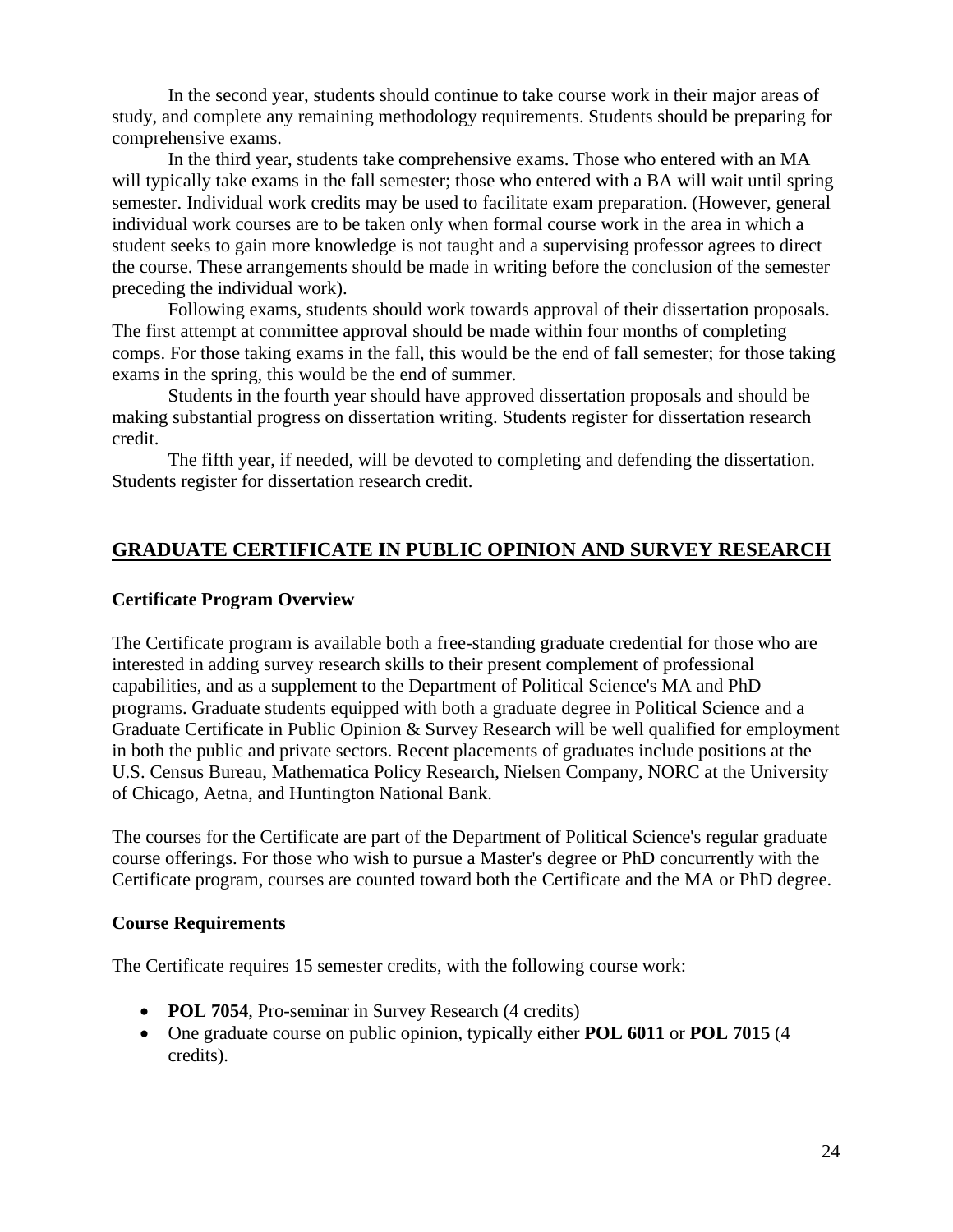In the second year, students should continue to take course work in their major areas of study, and complete any remaining methodology requirements. Students should be preparing for comprehensive exams.

In the third year, students take comprehensive exams. Those who entered with an MA will typically take exams in the fall semester; those who entered with a BA will wait until spring semester. Individual work credits may be used to facilitate exam preparation. (However, general individual work courses are to be taken only when formal course work in the area in which a student seeks to gain more knowledge is not taught and a supervising professor agrees to direct the course. These arrangements should be made in writing before the conclusion of the semester preceding the individual work).

Following exams, students should work towards approval of their dissertation proposals. The first attempt at committee approval should be made within four months of completing comps. For those taking exams in the fall, this would be the end of fall semester; for those taking exams in the spring, this would be the end of summer.

Students in the fourth year should have approved dissertation proposals and should be making substantial progress on dissertation writing. Students register for dissertation research credit.

The fifth year, if needed, will be devoted to completing and defending the dissertation. Students register for dissertation research credit.

## GRADUATE CERTIFICATE IN PUBLIC OPINION AND SURVEY RESEARCH

### Certificate Program Overview

The Certificate program is available both a free-standing graduate credential for those who are interested in adding survey research skills to their present complement of professional capabilities, and as a supplement to the Department of Political Science's MA and PhD programs. Graduate students equipped with both a graduate degree in Political Science and a Graduate Certificate in Public Opinion & Survey Research will be well qualified for employment in both the public and private sectors. Recent placements of graduates include positions at the U.S. Census Bureau, Mathematica Policy Research, Nielsen Company, NORC at the University of Chicago, Aetna, and Huntington National Bank.

The courses for the Certificate are part of the Department of Political Science's regular graduate course offerings. For those who wish to pursue a Master's degree or PhD concurrently with the Certificate program, courses are counted toward both the Certificate and the MA or PhD degree.

### Course Requirements

The Certificate requires 15 semester credits, with the following course work:

- **POL 7054**, Pro-seminar in Survey Research (4 credits)
- One graduate course on public opinion, typically either **POL 6011** or **POL 7015** (4 credits).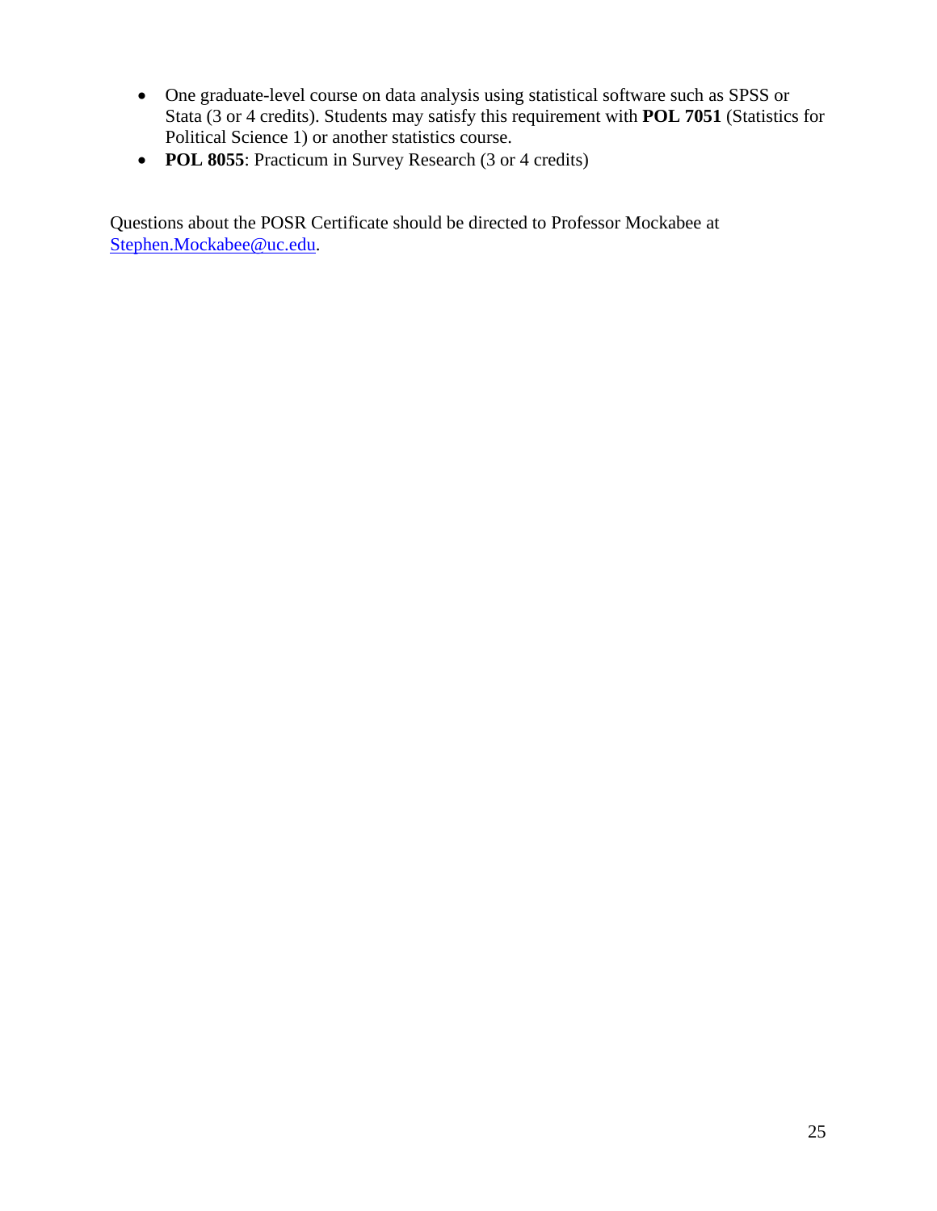- One graduate-level course on data analysis using statistical software such as SPSS or Stata (3 or 4 credits). Students may satisfy this requirement with **POL 7051** (Statistics for Political Science 1) or another statistics course.
- **POL 8055**: Practicum in Survey Research (3 or 4 credits)

Questions about the POSR Certificate should be directed to Professor Mockabee at Stephen.Mockabee@uc.edu.